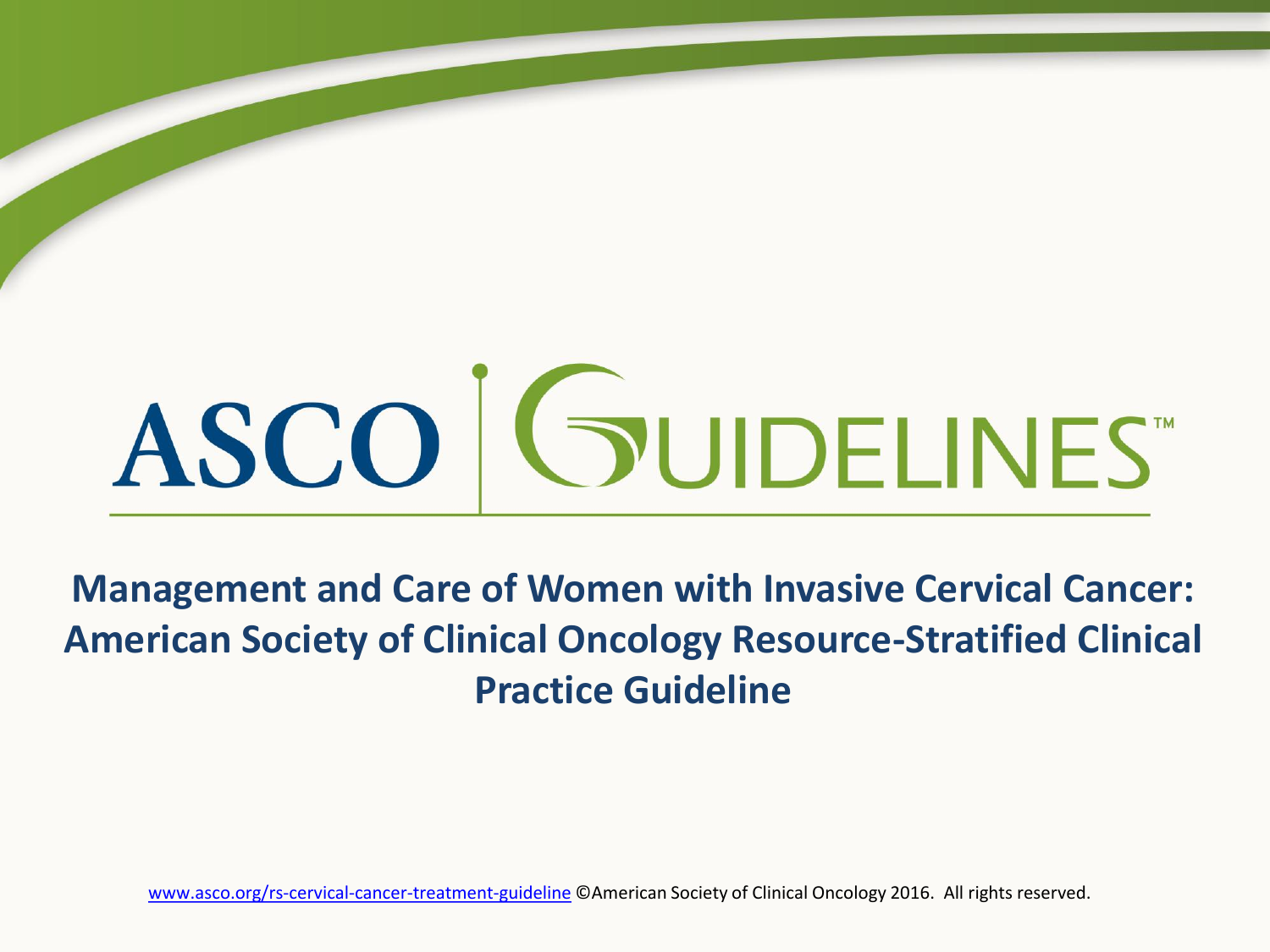# ASCO GUIDELINES™

## Management and Care of Women with Invasive Cervical Cancer: American Society of Clinical Oncology Resource-Stratified Clinical Practice Guideline

www.asco.org/rs-cervical-cancer-treatment-guideline ©American Society of Clinical Oncology 2016. All rights reserved.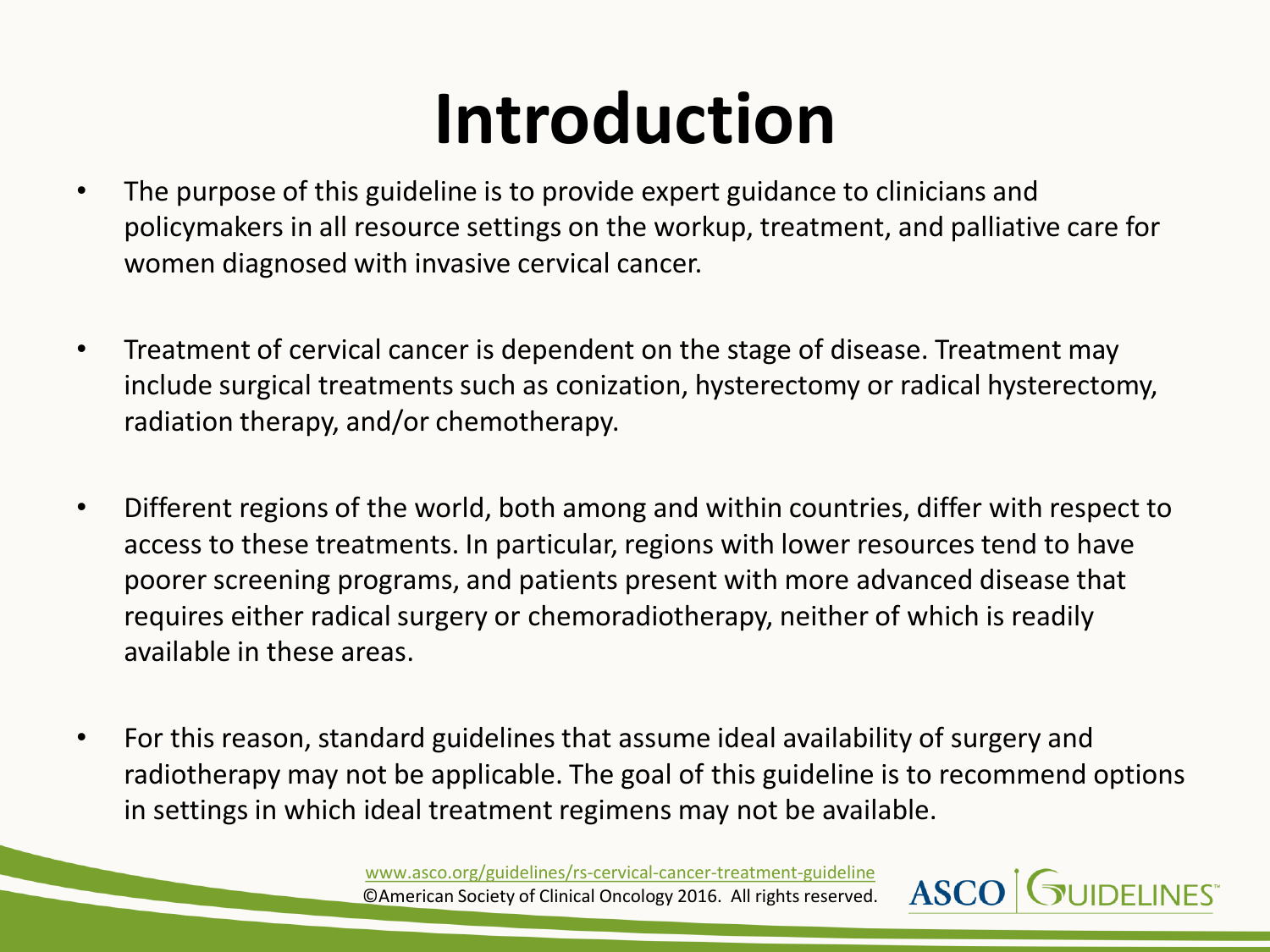# Introduction

- The purpose of this guideline is to provide expert guidance to clinicians and policymakers in all resource settings on the workup, treatment, and palliative care for women diagnosed with invasive cervical cancer.
- Treatment of cervical cancer is dependent on the stage of disease. Treatment may include surgical treatments such as conization, hysterectomy or radical hysterectomy, radiation therapy, and/or chemotherapy.
- Different regions of the world, both among and within countries, differ with respect to access to these treatments. In particular, regions with lower resources tend to have poorer screening programs, and patients present with more advanced disease that requires either radical surgery or chemoradiotherapy, neither of which is readily available in these areas.
- For this reason, standard guidelines that assume ideal availability of surgery and radiotherapy may not be applicable. The goal of this guideline is to recommend options in settings in which ideal treatment regimens may not be available.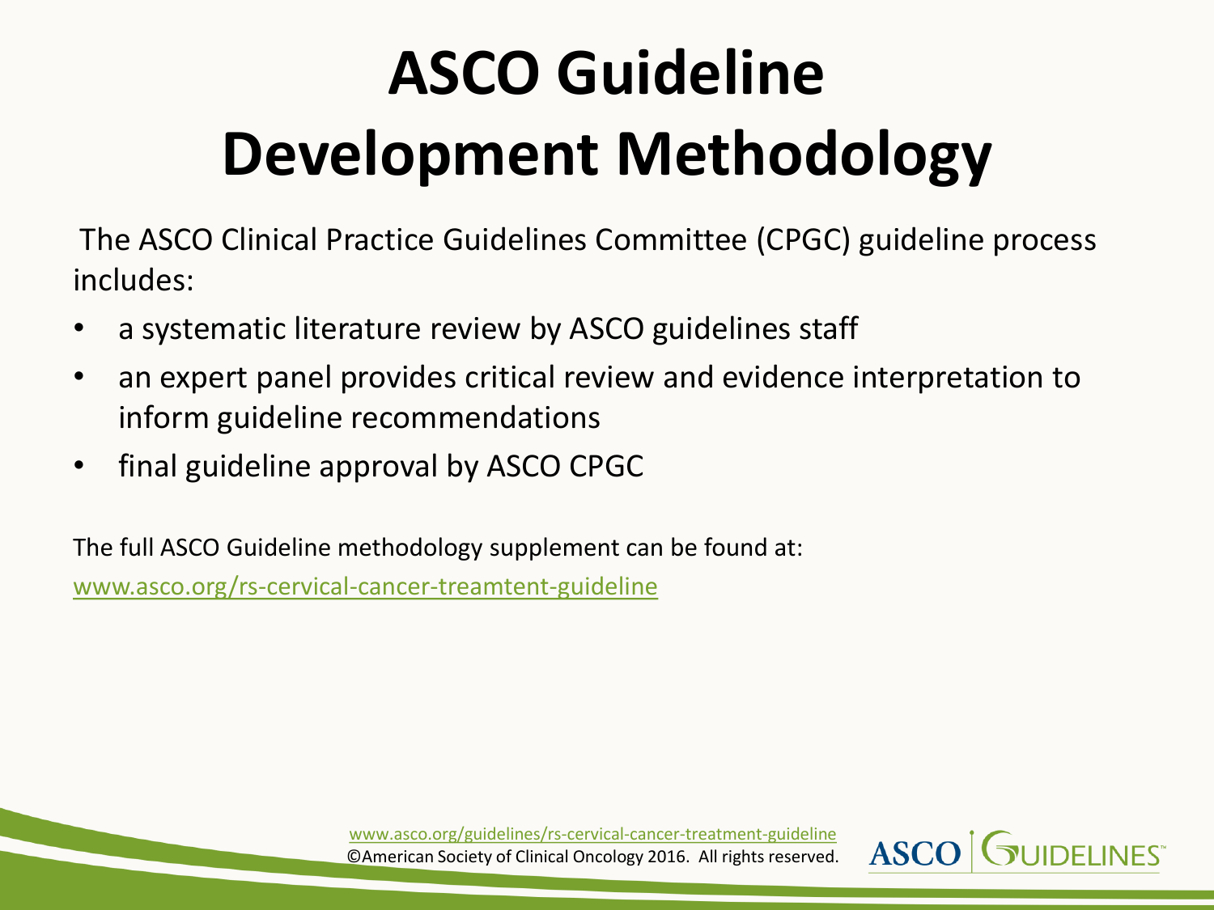# ASCO Guideline Development Methodology

The ASCO Clinical Practice Guidelines Committee (CPGC) guideline process includes:

- a systematic literature review by ASCO guidelines staff
- an expert panel provides critical review and evidence interpretation to inform guideline recommendations
- final guideline approval by ASCO CPGC

The full ASCO Guideline methodology supplement can be found at:

www.asco.org/rs-cervical-cancer-treamtent-guideline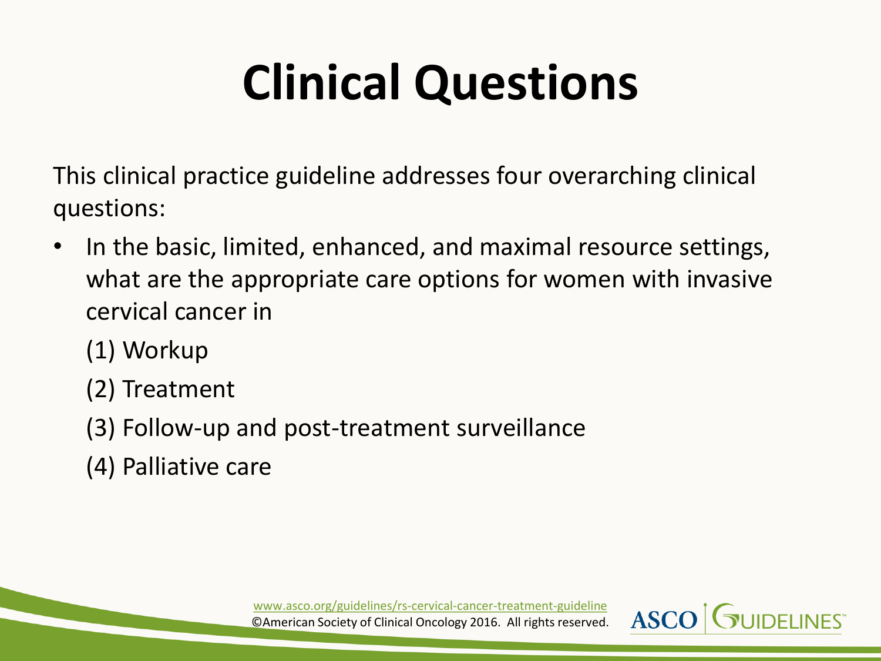# Clinical Questions

This clinical practice guideline addresses four overarching clinical questions:

- In the basic, limited, enhanced, and maximal resource settings, what are the appropriate care options for women with invasive cervical cancer in
  - (1) Workup
  - (2) Treatment
  - (3) Follow-up and post-treatment surveillance
  - (4) Palliative care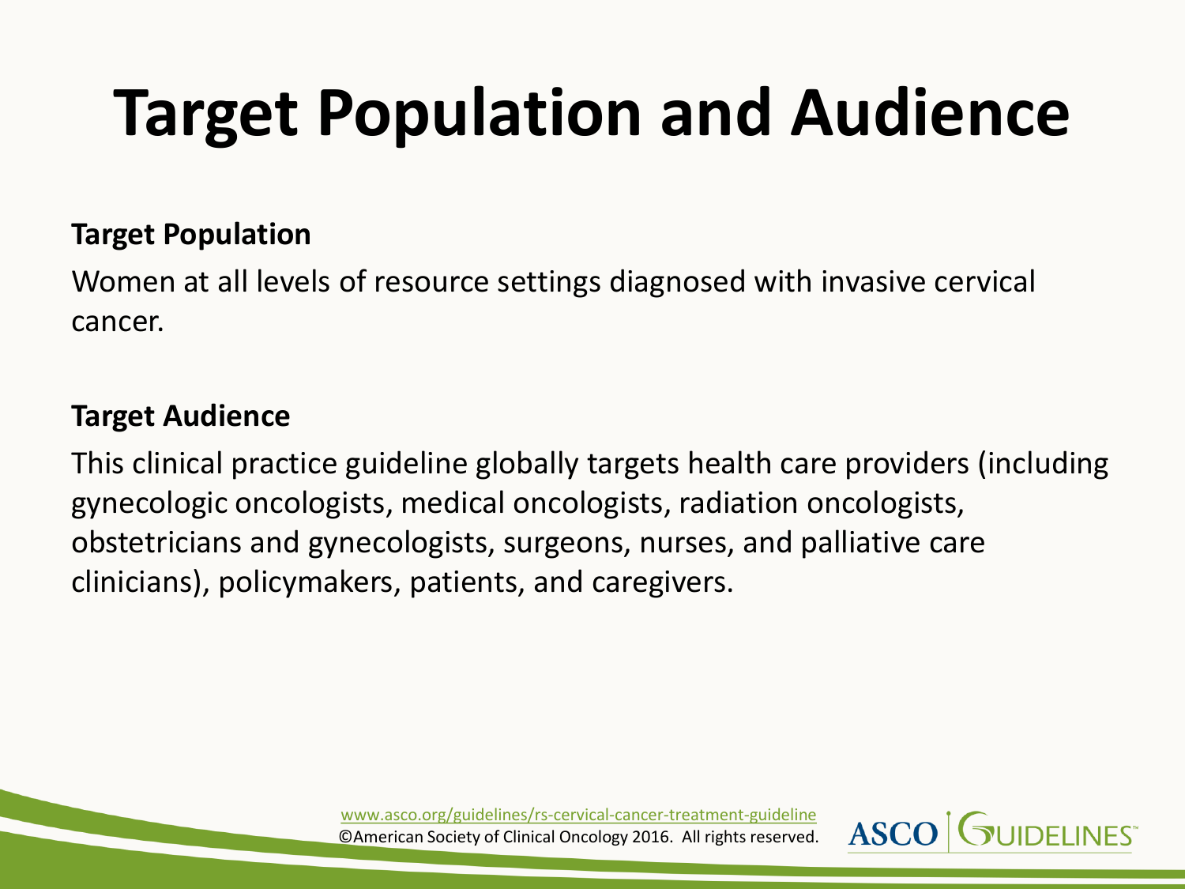# Target Population and Audience

**Target Population**

Women at all levels of resource settings diagnosed with invasive cervical cancer.

**Target Audience**

This clinical practice guideline globally targets health care providers (including gynecologic oncologists, medical oncologists, radiation oncologists, obstetricians and gynecologists, surgeons, nurses, and palliative care clinicians), policymakers, patients, and caregivers.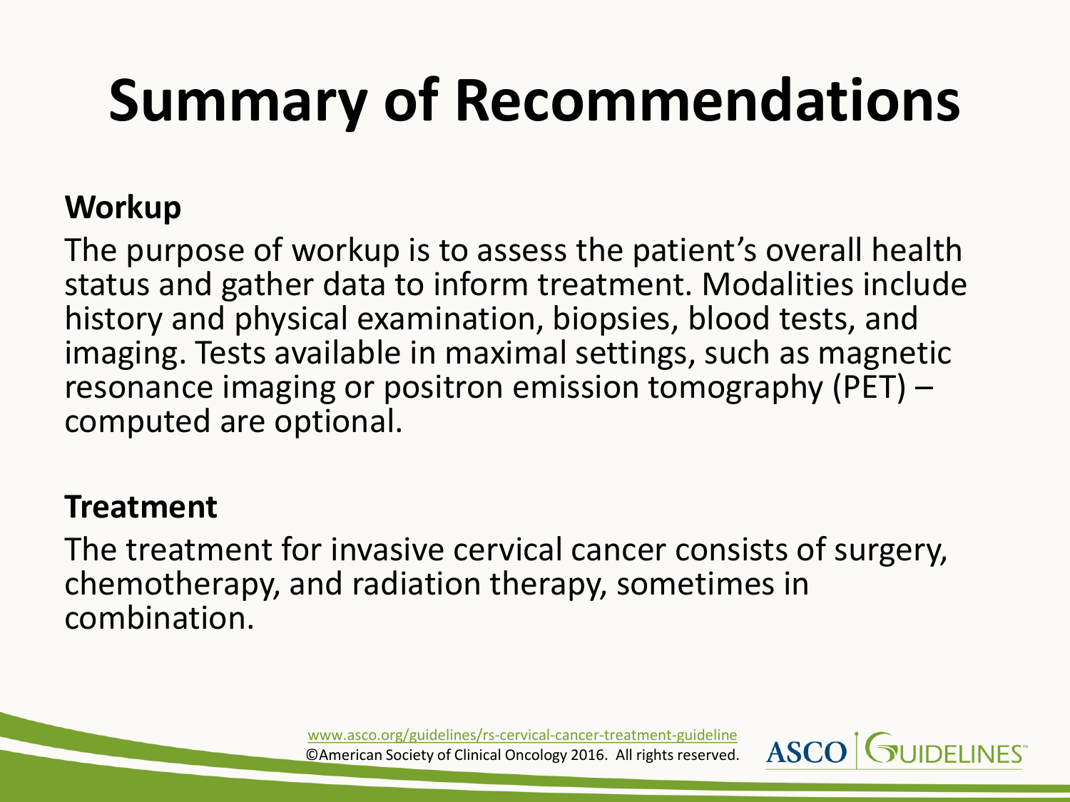# Summary of Recommendations

**Workup**

The purpose of workup is to assess the patient's overall health status and gather data to inform treatment. Modalities include history and physical examination, biopsies, blood tests, and imaging. Tests available in maximal settings, such as magnetic resonance imaging or positron emission tomography (PET) – computed are optional.

**Treatment**

The treatment for invasive cervical cancer consists of surgery, chemotherapy, and radiation therapy, sometimes in combination.

www.asco.org/guidelines/rs-cervical-cancer-treatment-guideline
©American Society of Clinical Oncology 2016. All rights reserved.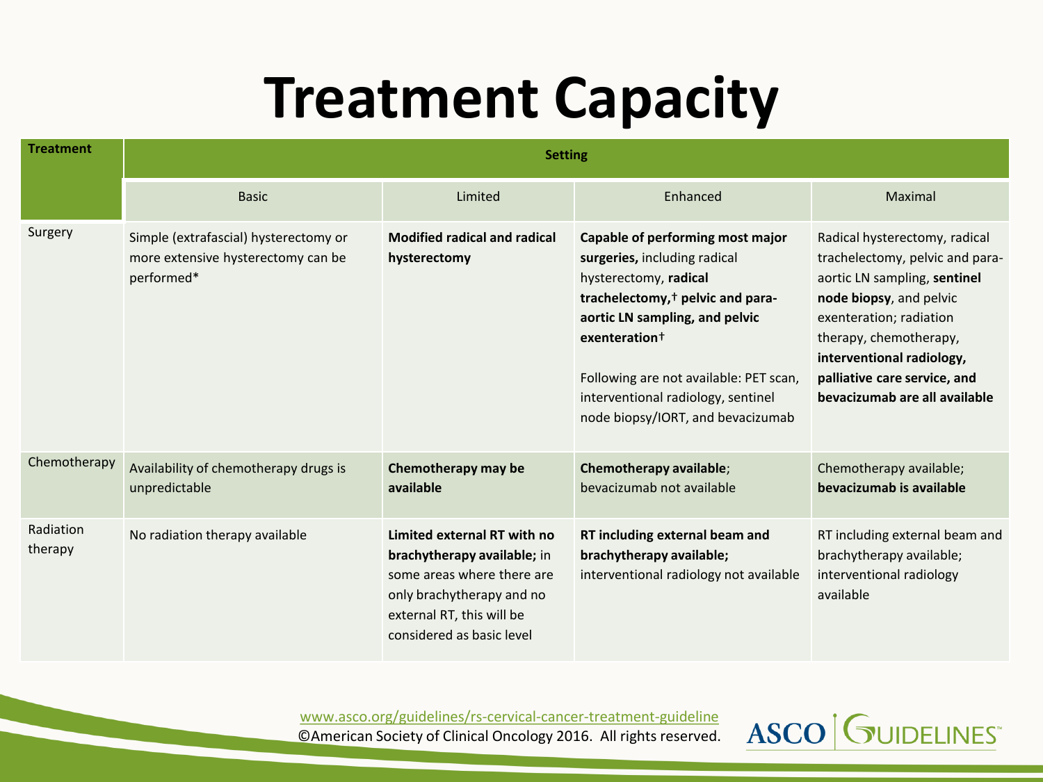# Treatment Capacity

| Treatment | Setting | | | |
|---|---|---|---|---|
| | Basic | Limited | Enhanced | Maximal |
| Surgery | Simple (extrafascial) hysterectomy or more extensive hysterectomy can be performed* | **Modified radical and radical hysterectomy** | **Capable of performing most major surgeries,** including radical hysterectomy, **radical trachelectomy,† pelvic and para-aortic LN sampling, and pelvic exenteration†**<br><br>Following are not available: PET scan, interventional radiology, sentinel node biopsy/IORT, and bevacizumab | Radical hysterectomy, radical trachelectomy, pelvic and para-aortic LN sampling, **sentinel node biopsy**, and pelvic exenteration; radiation therapy, chemotherapy, **interventional radiology, palliative care service, and bevacizumab are all available** |
| Chemotherapy | Availability of chemotherapy drugs is unpredictable | **Chemotherapy may be available** | **Chemotherapy available**; bevacizumab not available | Chemotherapy available; **bevacizumab is available** |
| Radiation therapy | No radiation therapy available | **Limited external RT with no brachytherapy available;** in some areas where there are only brachytherapy and no external RT, this will be considered as basic level | **RT including external beam and brachytherapy available;** interventional radiology not available | RT including external beam and brachytherapy available; interventional radiology available |

www.asco.org/guidelines/rs-cervical-cancer-treatment-guideline
©American Society of Clinical Oncology 2016. All rights reserved.

ASCO GUIDELINES™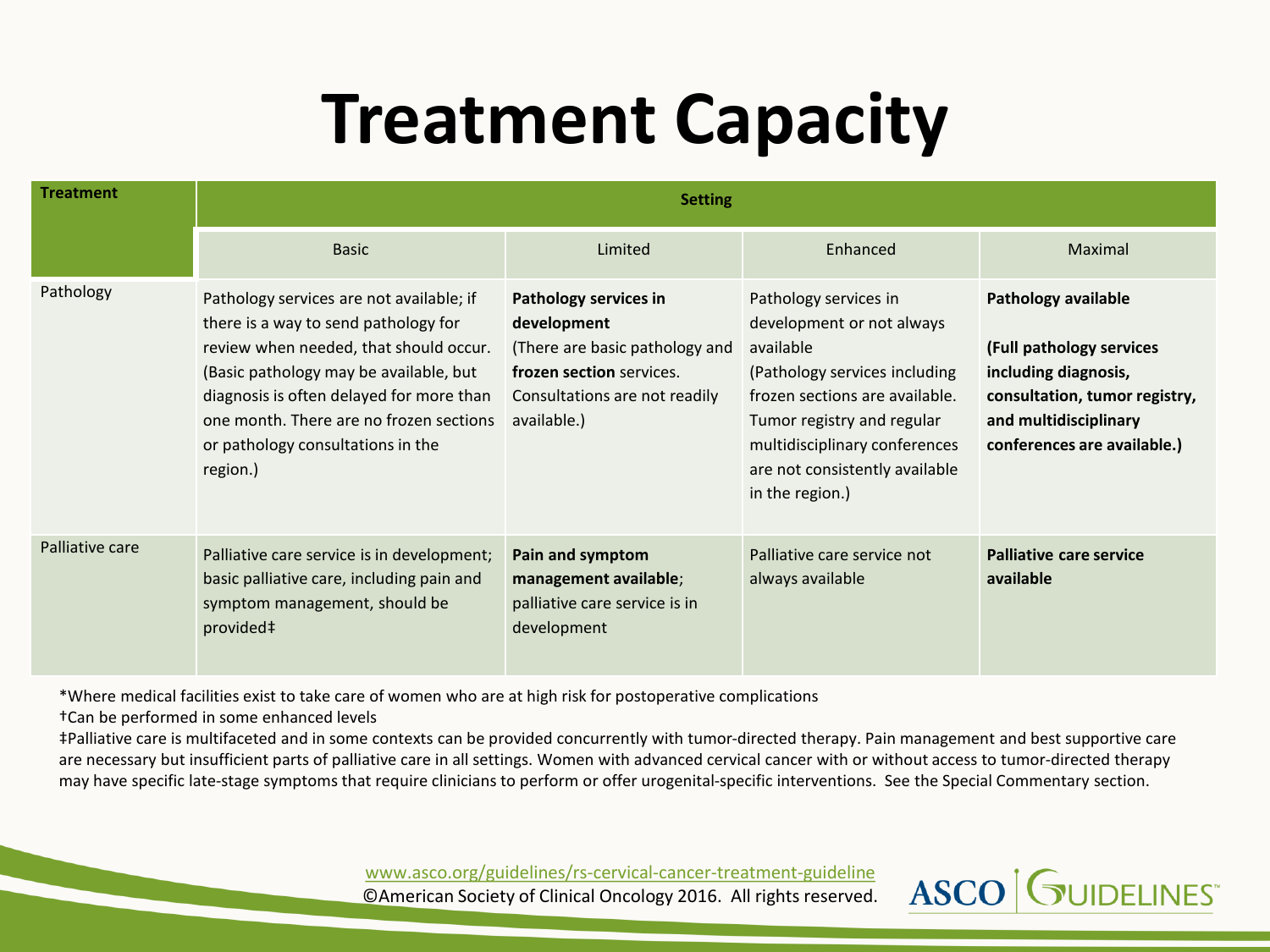# Treatment Capacity

| Treatment | Setting | | | |
|---|---|---|---|---|
| | Basic | Limited | Enhanced | Maximal |
| Pathology | Pathology services are not available; if there is a way to send pathology for review when needed, that should occur. (Basic pathology may be available, but diagnosis is often delayed for more than one month. There are no frozen sections or pathology consultations in the region.) | **Pathology services in development** (There are basic pathology and **frozen section** services. Consultations are not readily available.) | Pathology services in development or not always available (Pathology services including frozen sections are available. Tumor registry and regular multidisciplinary conferences are not consistently available in the region.) | **Pathology available** **(Full pathology services including diagnosis, consultation, tumor registry, and multidisciplinary conferences are available.)** |
| Palliative care | Palliative care service is in development; basic palliative care, including pain and symptom management, should be provided‡ | **Pain and symptom management available**; palliative care service is in development | Palliative care service not always available | **Palliative care service available** |

*Where medical facilities exist to take care of women who are at high risk for postoperative complications

†Can be performed in some enhanced levels

‡Palliative care is multifaceted and in some contexts can be provided concurrently with tumor-directed therapy. Pain management and best supportive care are necessary but insufficient parts of palliative care in all settings. Women with advanced cervical cancer with or without access to tumor-directed therapy may have specific late-stage symptoms that require clinicians to perform or offer urogenital-specific interventions. See the Special Commentary section.

www.asco.org/guidelines/rs-cervical-cancer-treatment-guideline

©American Society of Clinical Oncology 2016. All rights reserved.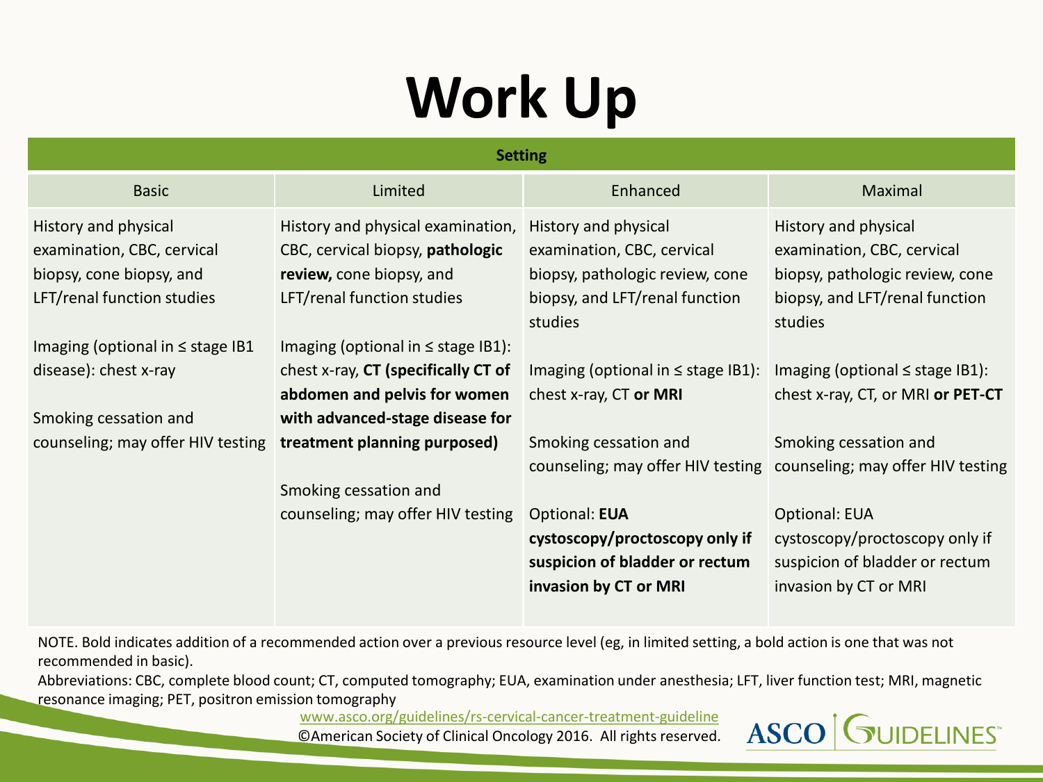# Work Up

| Setting | | | |
|---|---|---|---|
| Basic | Limited | Enhanced | Maximal |
| History and physical examination, CBC, cervical biopsy, cone biopsy, and LFT/renal function studies<br><br>Imaging (optional in ≤ stage IB1 disease): chest x-ray<br><br>Smoking cessation and counseling; may offer HIV testing | History and physical examination, CBC, cervical biopsy, **pathologic review,** cone biopsy, and LFT/renal function studies<br><br>Imaging (optional in ≤ stage IB1): chest x-ray, **CT (specifically CT of abdomen and pelvis for women with advanced-stage disease for treatment planning purposed)**<br><br>Smoking cessation and counseling; may offer HIV testing | History and physical examination, CBC, cervical biopsy, pathologic review, cone biopsy, and LFT/renal function studies<br><br>Imaging (optional in ≤ stage IB1): chest x-ray, CT **or MRI**<br><br>Smoking cessation and counseling; may offer HIV testing<br><br>Optional: **EUA cystoscopy/proctoscopy only if suspicion of bladder or rectum invasion by CT or MRI** | History and physical examination, CBC, cervical biopsy, pathologic review, cone biopsy, and LFT/renal function studies<br><br>Imaging (optional ≤ stage IB1): chest x-ray, CT, or MRI **or PET-CT**<br><br>Smoking cessation and counseling; may offer HIV testing<br><br>Optional: EUA cystoscopy/proctoscopy only if suspicion of bladder or rectum invasion by CT or MRI |

NOTE. Bold indicates addition of a recommended action over a previous resource level (eg, in limited setting, a bold action is one that was not recommended in basic).

Abbreviations: CBC, complete blood count; CT, computed tomography; EUA, examination under anesthesia; LFT, liver function test; MRI, magnetic resonance imaging; PET, positron emission tomography

www.asco.org/guidelines/rs-cervical-cancer-treatment-guideline

©American Society of Clinical Oncology 2016. All rights reserved.

ASCO GUIDELINES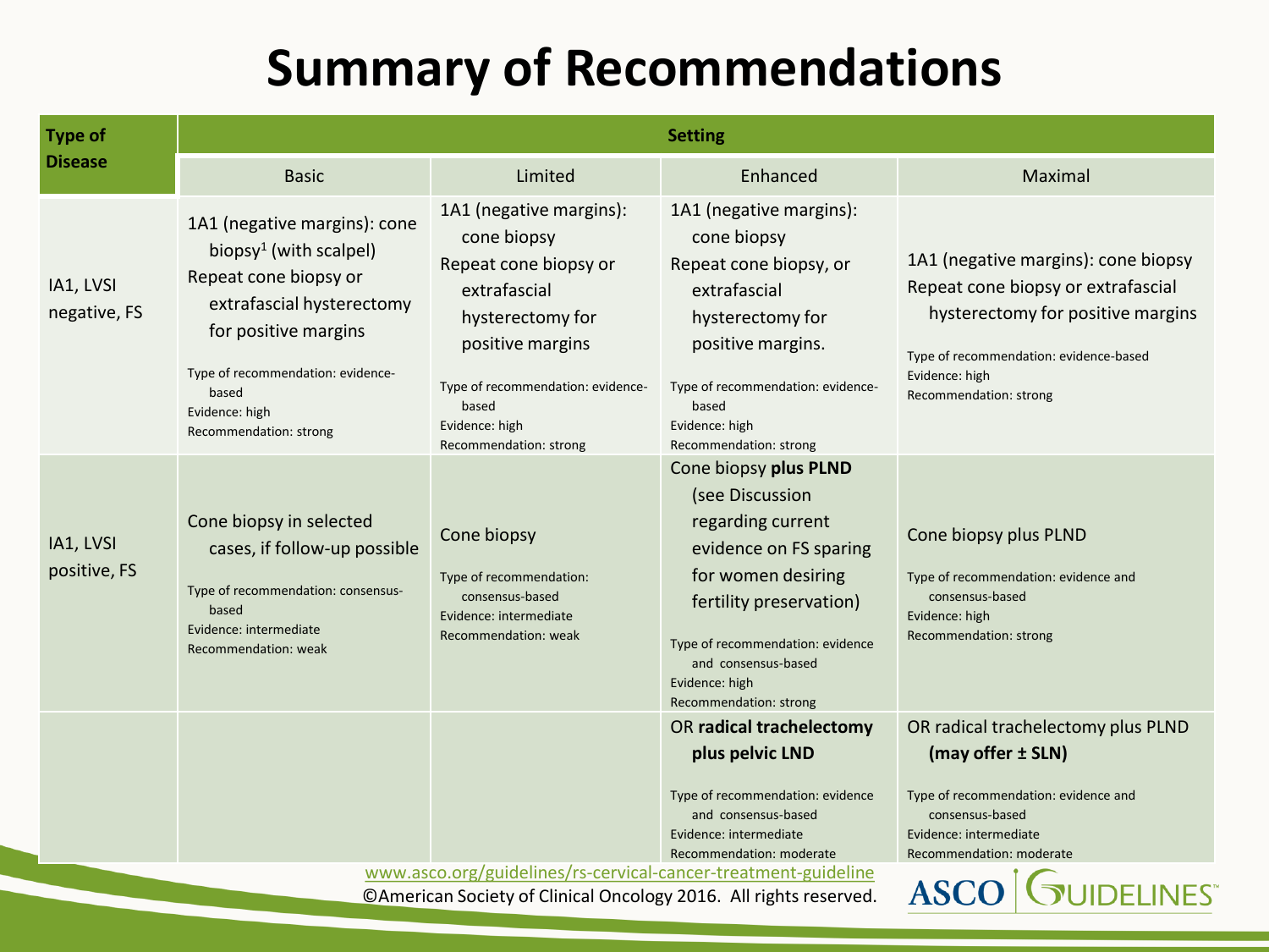# Summary of Recommendations

| Type of Disease | Setting | | | |
|---|---|---|---|---|
| | Basic | Limited | Enhanced | Maximal |
| IA1, LVSI negative, FS | 1A1 (negative margins): cone biopsy[1] (with scalpel)<br>Repeat cone biopsy or extrafascial hysterectomy for positive margins<br><br>Type of recommendation: evidence-based<br>Evidence: high<br>Recommendation: strong | 1A1 (negative margins): cone biopsy<br>Repeat cone biopsy or extrafascial hysterectomy for positive margins<br><br>Type of recommendation: evidence-based<br>Evidence: high<br>Recommendation: strong | 1A1 (negative margins): cone biopsy<br>Repeat cone biopsy, or extrafascial hysterectomy for positive margins.<br><br>Type of recommendation: evidence-based<br>Evidence: high<br>Recommendation: strong | 1A1 (negative margins): cone biopsy<br>Repeat cone biopsy or extrafascial hysterectomy for positive margins<br><br>Type of recommendation: evidence-based<br>Evidence: high<br>Recommendation: strong |
| IA1, LVSI positive, FS | Cone biopsy in selected cases, if follow-up possible<br><br>Type of recommendation: consensus-based<br>Evidence: intermediate<br>Recommendation: weak | Cone biopsy<br><br>Type of recommendation: consensus-based<br>Evidence: intermediate<br>Recommendation: weak | Cone biopsy **plus PLND** (see Discussion regarding current evidence on FS sparing for women desiring fertility preservation)<br><br>Type of recommendation: evidence and consensus-based<br>Evidence: high<br>Recommendation: strong | Cone biopsy plus PLND<br><br>Type of recommendation: evidence and consensus-based<br>Evidence: high<br>Recommendation: strong |
| | | | OR **radical trachelectomy plus pelvic LND**<br><br>Type of recommendation: evidence and consensus-based<br>Evidence: intermediate<br>Recommendation: moderate | OR radical trachelectomy plus PLND **(may offer ± SLN)**<br><br>Type of recommendation: evidence and consensus-based<br>Evidence: intermediate<br>Recommendation: moderate |

www.asco.org/guidelines/rs-cervical-cancer-treatment-guideline

©American Society of Clinical Oncology 2016. All rights reserved.

ASCO GUIDELINES™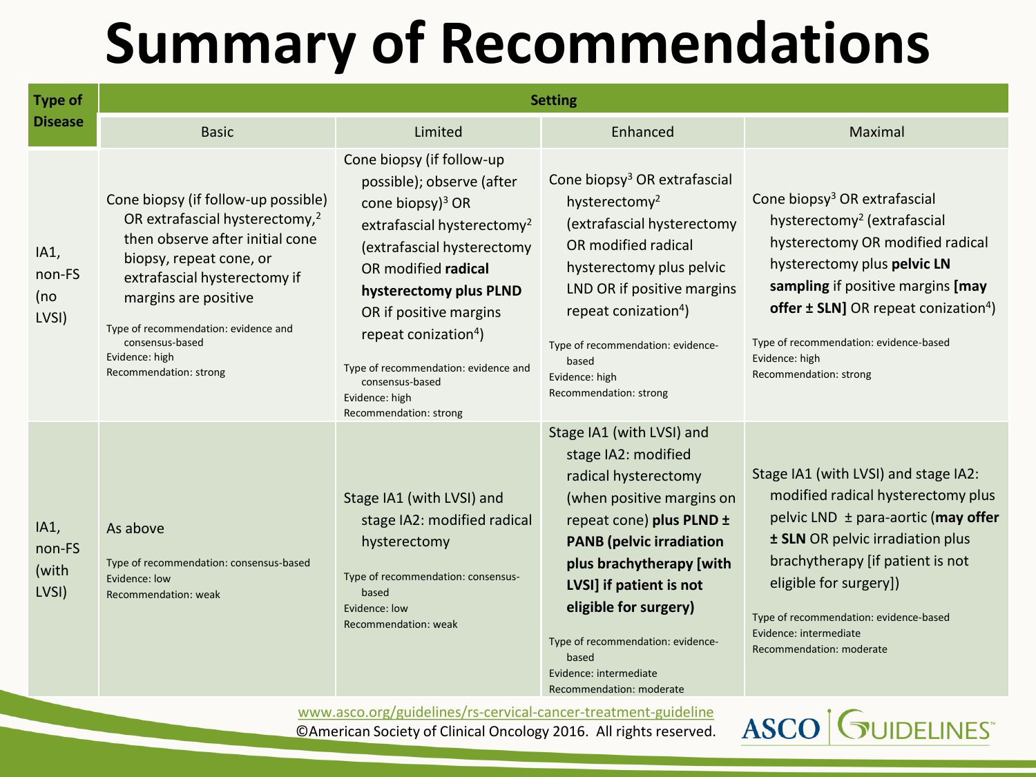# Summary of Recommendations

| Type of Disease | Setting | | | |
|---|---|---|---|---|
| | Basic | Limited | Enhanced | Maximal |
| IA1, non-FS (no LVSI) | Cone biopsy (if follow-up possible) OR extrafascial hysterectomy,[2] then observe after initial cone biopsy, repeat cone, or extrafascial hysterectomy if margins are positive<br><br>Type of recommendation: evidence and consensus-based<br>Evidence: high<br>Recommendation: strong | Cone biopsy (if follow-up possible); observe (after cone biopsy)[3] OR extrafascial hysterectomy[2] (extrafascial hysterectomy OR modified **radical hysterectomy plus PLND** OR if positive margins repeat conization[4])<br><br>Type of recommendation: evidence and consensus-based<br>Evidence: high<br>Recommendation: strong | Cone biopsy[3] OR extrafascial hysterectomy[2] (extrafascial hysterectomy OR modified radical hysterectomy plus pelvic LND OR if positive margins repeat conization[4])<br><br>Type of recommendation: evidence-based<br>Evidence: high<br>Recommendation: strong | Cone biopsy[3] OR extrafascial hysterectomy[2] (extrafascial hysterectomy OR modified radical hysterectomy plus **pelvic LN sampling** if positive margins **[may offer ± SLN]** OR repeat conization[4])<br><br>Type of recommendation: evidence-based<br>Evidence: high<br>Recommendation: strong |
| IA1, non-FS (with LVSI) | As above<br><br>Type of recommendation: consensus-based<br>Evidence: low<br>Recommendation: weak | Stage IA1 (with LVSI) and stage IA2: modified radical hysterectomy<br><br>Type of recommendation: consensus-based<br>Evidence: low<br>Recommendation: weak | Stage IA1 (with LVSI) and stage IA2: modified radical hysterectomy (when positive margins on repeat cone) **plus PLND ± PANB (pelvic irradiation plus brachytherapy [with LVSI] if patient is not eligible for surgery)**<br><br>Type of recommendation: evidence-based<br>Evidence: intermediate<br>Recommendation: moderate | Stage IA1 (with LVSI) and stage IA2: modified radical hysterectomy plus pelvic LND ± para-aortic (**may offer ± SLN** OR pelvic irradiation plus brachytherapy [if patient is not eligible for surgery])<br><br>Type of recommendation: evidence-based<br>Evidence: intermediate<br>Recommendation: moderate |

www.asco.org/guidelines/rs-cervical-cancer-treatment-guideline
©American Society of Clinical Oncology 2016. All rights reserved.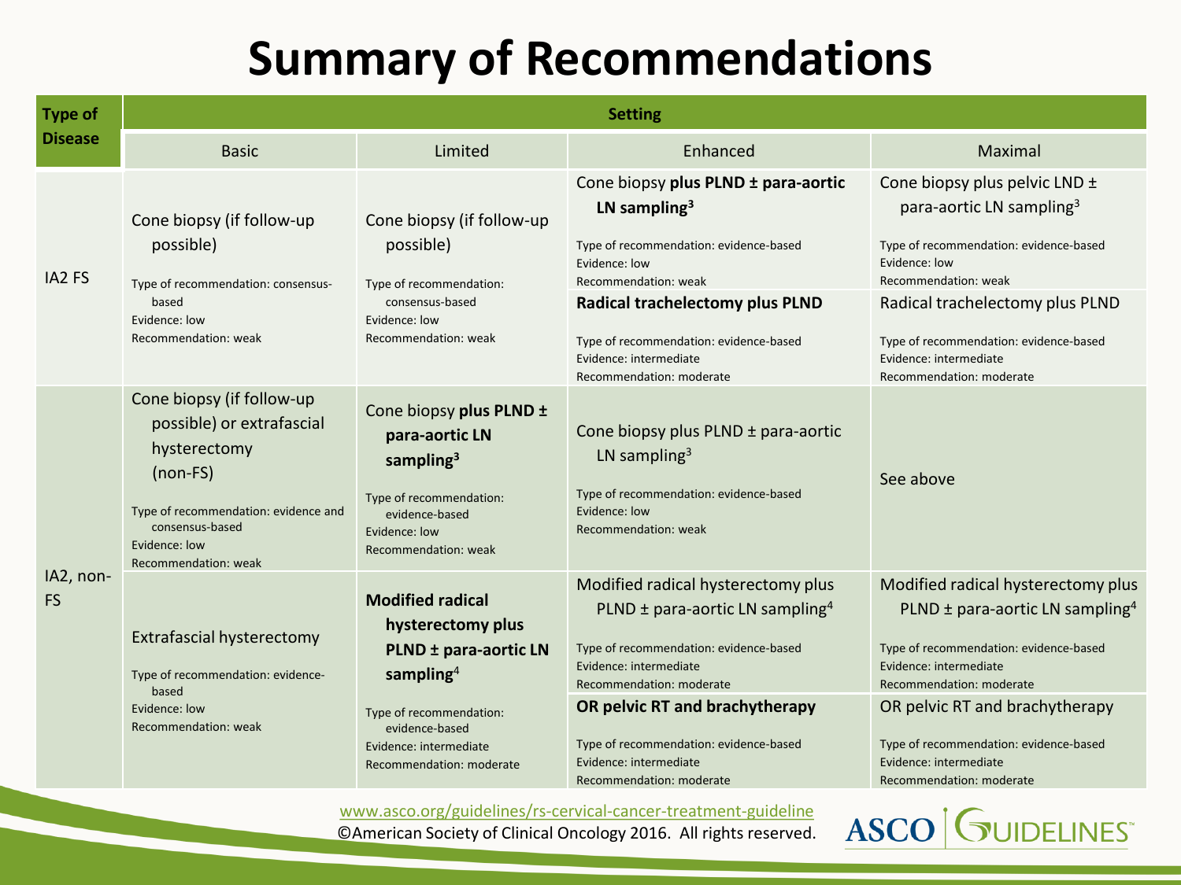# Summary of Recommendations

| Type of Disease | Setting | | | |
|---|---|---|---|---|
| | Basic | Limited | Enhanced | Maximal |
| IA2 FS | Cone biopsy (if follow-up possible)<br>Type of recommendation: consensus-based<br>Evidence: low<br>Recommendation: weak | Cone biopsy (if follow-up possible)<br>Type of recommendation: consensus-based<br>Evidence: low<br>Recommendation: weak | Cone biopsy **plus PLND ± para-aortic LN sampling**[3]<br>Type of recommendation: evidence-based<br>Evidence: low<br>Recommendation: weak<br>**Radical trachelectomy plus PLND**<br>Type of recommendation: evidence-based<br>Evidence: intermediate<br>Recommendation: moderate | Cone biopsy plus pelvic LND ± para-aortic LN sampling[3]<br>Type of recommendation: evidence-based<br>Evidence: low<br>Recommendation: weak<br>Radical trachelectomy plus PLND<br>Type of recommendation: evidence-based<br>Evidence: intermediate<br>Recommendation: moderate |
| IA2, non-FS | Cone biopsy (if follow-up possible) or extrafascial hysterectomy (non-FS)<br>Type of recommendation: evidence and consensus-based<br>Evidence: low<br>Recommendation: weak | Cone biopsy **plus PLND ± para-aortic LN sampling**[3]<br>Type of recommendation: evidence-based<br>Evidence: low<br>Recommendation: weak | Cone biopsy plus PLND ± para-aortic LN sampling[3]<br>Type of recommendation: evidence-based<br>Evidence: low<br>Recommendation: weak | See above |
| | Extrafascial hysterectomy<br>Type of recommendation: evidence-based<br>Evidence: low<br>Recommendation: weak | **Modified radical hysterectomy plus PLND ± para-aortic LN sampling**[4]<br>Type of recommendation: evidence-based<br>Evidence: intermediate<br>Recommendation: moderate | Modified radical hysterectomy plus PLND ± para-aortic LN sampling[4]<br>Type of recommendation: evidence-based<br>Evidence: intermediate<br>Recommendation: moderate<br>**OR pelvic RT and brachytherapy**<br>Type of recommendation: evidence-based<br>Evidence: intermediate<br>Recommendation: moderate | Modified radical hysterectomy plus PLND ± para-aortic LN sampling[4]<br>Type of recommendation: evidence-based<br>Evidence: intermediate<br>Recommendation: moderate<br>OR pelvic RT and brachytherapy<br>Type of recommendation: evidence-based<br>Evidence: intermediate<br>Recommendation: moderate |

www.asco.org/guidelines/rs-cervical-cancer-treatment-guideline
©American Society of Clinical Oncology 2016. All rights reserved.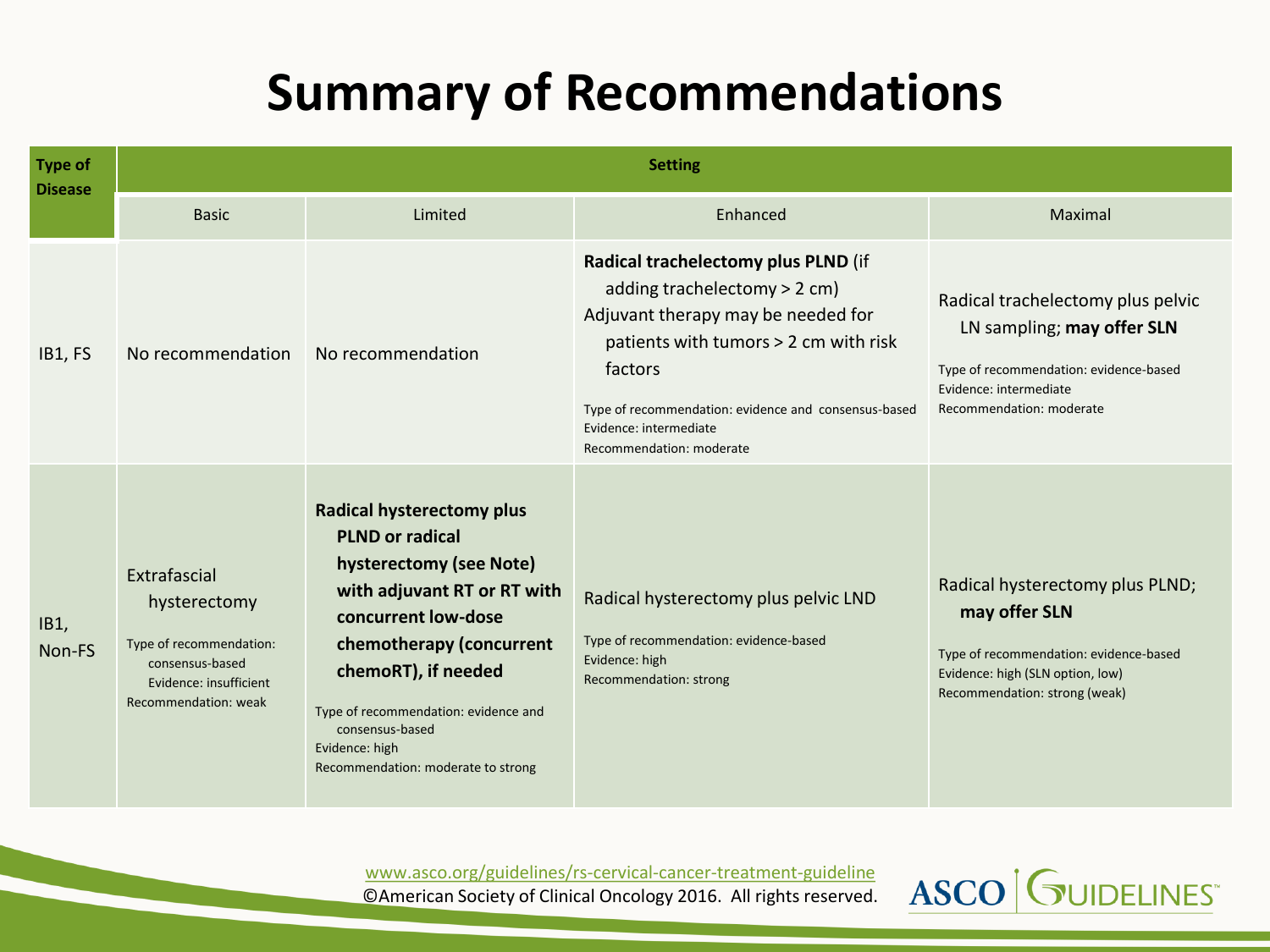# Summary of Recommendations

| Type of Disease | Setting | | | |
|---|---|---|---|---|
| | Basic | Limited | Enhanced | Maximal |
| IB1, FS | No recommendation | No recommendation | **Radical trachelectomy plus PLND** (if adding trachelectomy > 2 cm)<br>Adjuvant therapy may be needed for patients with tumors > 2 cm with risk factors<br>Type of recommendation: evidence and consensus-based<br>Evidence: intermediate<br>Recommendation: moderate | Radical trachelectomy plus pelvic LN sampling; **may offer SLN**<br>Type of recommendation: evidence-based<br>Evidence: intermediate<br>Recommendation: moderate |
| IB1, Non-FS | Extrafascial hysterectomy<br>Type of recommendation: consensus-based<br>Evidence: insufficient<br>Recommendation: weak | **Radical hysterectomy plus PLND or radical hysterectomy (see Note) with adjuvant RT or RT with concurrent low-dose chemotherapy (concurrent chemoRT), if needed**<br>Type of recommendation: evidence and consensus-based<br>Evidence: high<br>Recommendation: moderate to strong | Radical hysterectomy plus pelvic LND<br>Type of recommendation: evidence-based<br>Evidence: high<br>Recommendation: strong | Radical hysterectomy plus PLND; **may offer SLN**<br>Type of recommendation: evidence-based<br>Evidence: high (SLN option, low)<br>Recommendation: strong (weak) |

www.asco.org/guidelines/rs-cervical-cancer-treatment-guideline
©American Society of Clinical Oncology 2016. All rights reserved.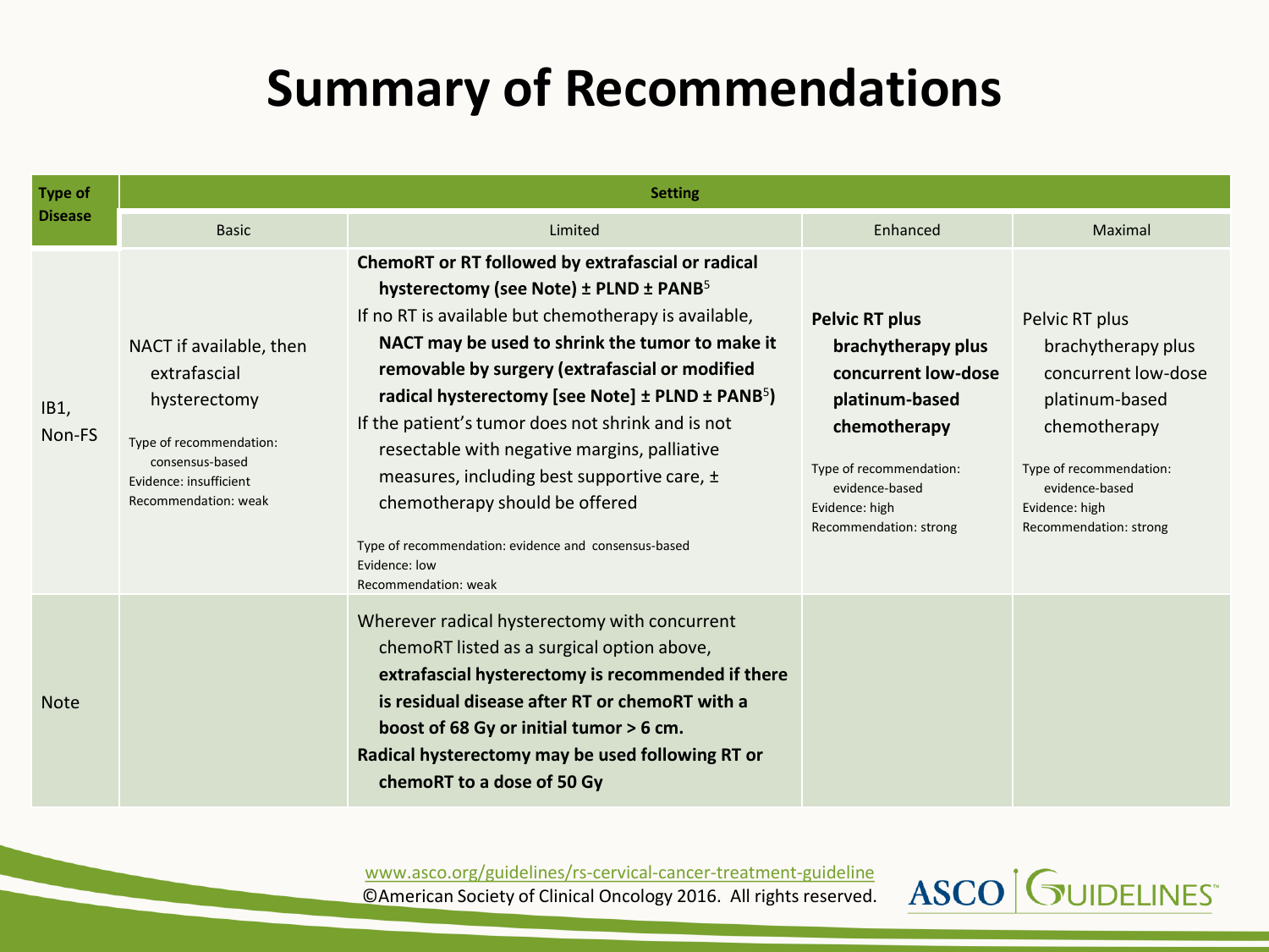# Summary of Recommendations

| Type of Disease | Setting | | | |
|---|---|---|---|---|
| | Basic | Limited | Enhanced | Maximal |
| IB1, Non-FS | NACT if available, then extrafascial hysterectomy<br><br>Type of recommendation: consensus-based<br>Evidence: insufficient<br>Recommendation: weak | **ChemoRT or RT followed by extrafascial or radical hysterectomy (see Note) ± PLND ± PANB**[5]<br>If no RT is available but chemotherapy is available, **NACT may be used to shrink the tumor to make it removable by surgery (extrafascial or modified radical hysterectomy [see Note] ± PLND ± PANB**[5]**)**<br>If the patient's tumor does not shrink and is not resectable with negative margins, palliative measures, including best supportive care, ± chemotherapy should be offered<br><br>Type of recommendation: evidence and consensus-based<br>Evidence: low<br>Recommendation: weak | **Pelvic RT plus brachytherapy plus concurrent low-dose platinum-based chemotherapy**<br><br>Type of recommendation: evidence-based<br>Evidence: high<br>Recommendation: strong | Pelvic RT plus brachytherapy plus concurrent low-dose platinum-based chemotherapy<br><br>Type of recommendation: evidence-based<br>Evidence: high<br>Recommendation: strong |
| Note | | Wherever radical hysterectomy with concurrent chemoRT listed as a surgical option above, **extrafascial hysterectomy is recommended if there is residual disease after RT or chemoRT with a boost of 68 Gy or initial tumor > 6 cm.**<br>**Radical hysterectomy may be used following RT or chemoRT to a dose of 50 Gy** | | |

www.asco.org/guidelines/rs-cervical-cancer-treatment-guideline
©American Society of Clinical Oncology 2016. All rights reserved.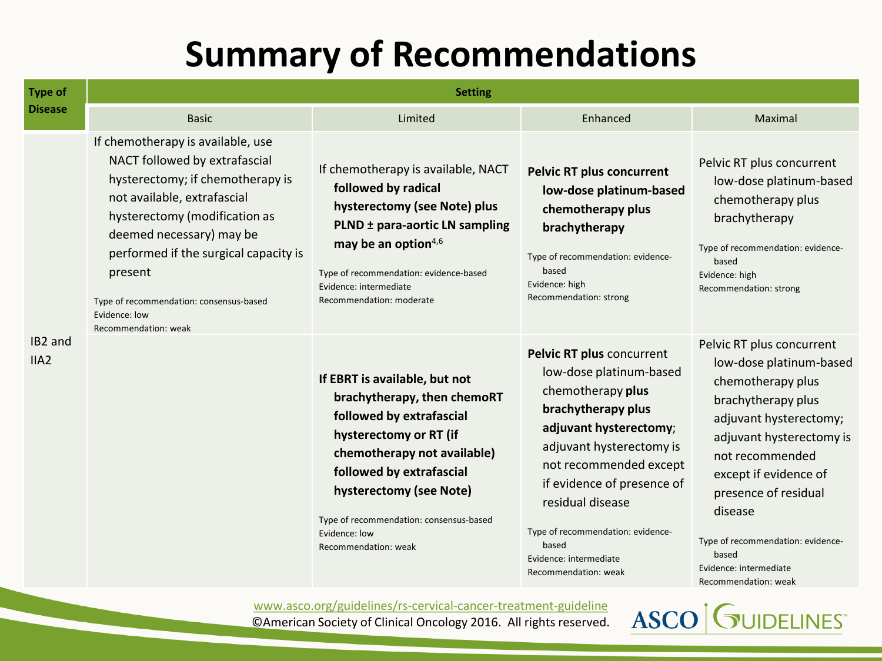# Summary of Recommendations

| Type of Disease | Setting | | | |
|---|---|---|---|---|
| | Basic | Limited | Enhanced | Maximal |
| IB2 and IIA2 | If chemotherapy is available, use NACT followed by extrafascial hysterectomy; if chemotherapy is not available, extrafascial hysterectomy (modification as deemed necessary) may be performed if the surgical capacity is present<br><br>Type of recommendation: consensus-based<br>Evidence: low<br>Recommendation: weak | If chemotherapy is available, NACT **followed by radical hysterectomy (see Note) plus PLND ± para-aortic LN sampling may be an option**[4,6]<br><br>Type of recommendation: evidence-based<br>Evidence: intermediate<br>Recommendation: moderate | **Pelvic RT plus concurrent low-dose platinum-based chemotherapy plus brachytherapy**<br><br>Type of recommendation: evidence-based<br>Evidence: high<br>Recommendation: strong | Pelvic RT plus concurrent low-dose platinum-based chemotherapy plus brachytherapy<br><br>Type of recommendation: evidence-based<br>Evidence: high<br>Recommendation: strong |
| | | **If EBRT is available, but not brachytherapy, then chemoRT followed by extrafascial hysterectomy or RT (if chemotherapy not available) followed by extrafascial hysterectomy (see Note)**<br><br>Type of recommendation: consensus-based<br>Evidence: low<br>Recommendation: weak | **Pelvic RT plus** concurrent low-dose platinum-based chemotherapy **plus brachytherapy plus adjuvant hysterectomy**; adjuvant hysterectomy is not recommended except if evidence of presence of residual disease<br><br>Type of recommendation: evidence-based<br>Evidence: intermediate<br>Recommendation: weak | Pelvic RT plus concurrent low-dose platinum-based chemotherapy plus brachytherapy plus adjuvant hysterectomy; adjuvant hysterectomy is not recommended except if evidence of presence of residual disease<br><br>Type of recommendation: evidence-based<br>Evidence: intermediate<br>Recommendation: weak |

www.asco.org/guidelines/rs-cervical-cancer-treatment-guideline
©American Society of Clinical Oncology 2016. All rights reserved.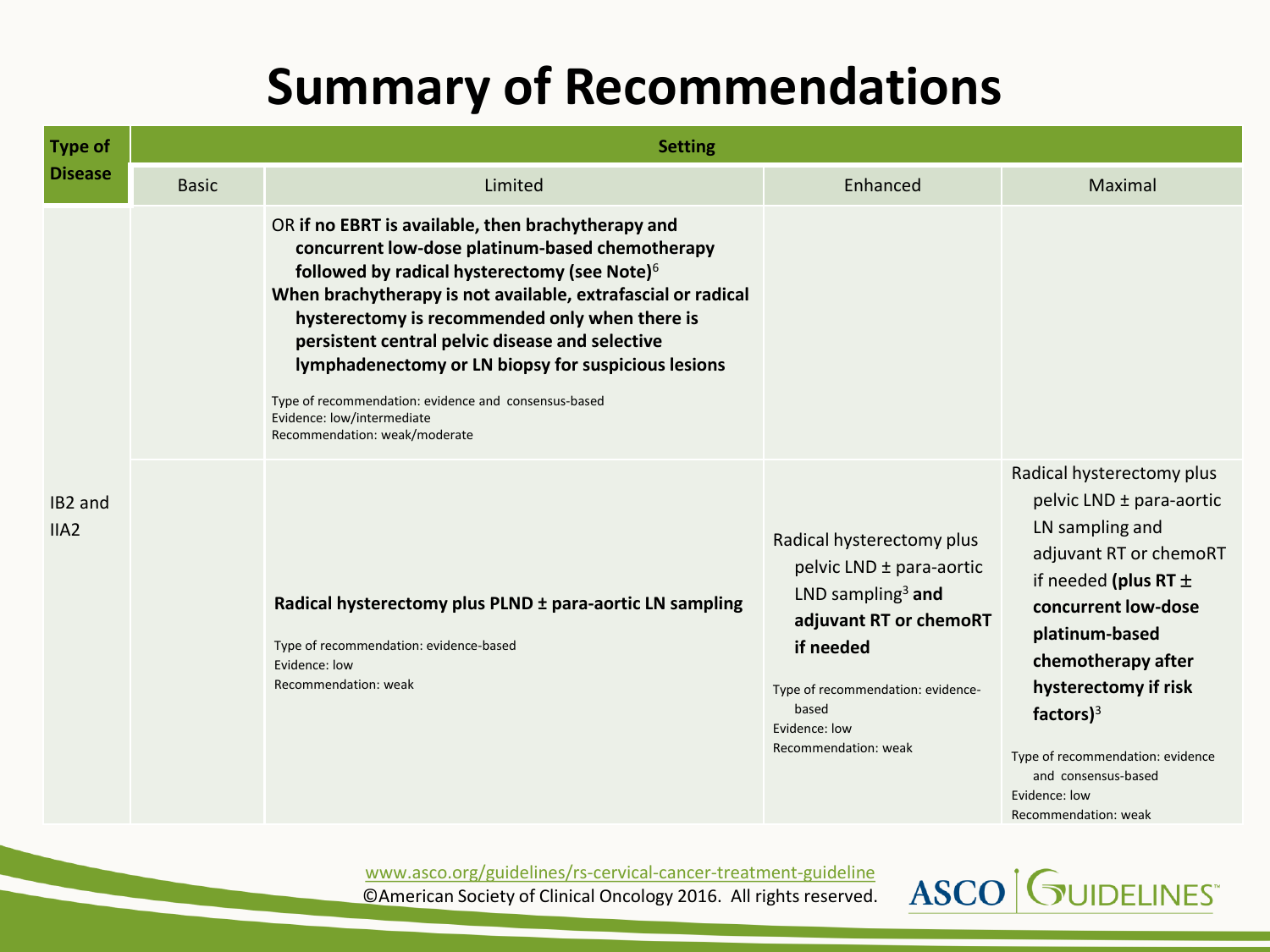# Summary of Recommendations

| Type of Disease | Setting | | | |
|---|---|---|---|---|
| | Basic | Limited | Enhanced | Maximal |
| IB2 and IIA2 | | OR **if no EBRT is available, then brachytherapy and concurrent low-dose platinum-based chemotherapy followed by radical hysterectomy (see Note)**[6] **When brachytherapy is not available, extrafascial or radical hysterectomy is recommended only when there is persistent central pelvic disease and selective lymphadenectomy or LN biopsy for suspicious lesions** Type of recommendation: evidence and consensus-based Evidence: low/intermediate Recommendation: weak/moderate | | |
| | | **Radical hysterectomy plus PLND ± para-aortic LN sampling** Type of recommendation: evidence-based Evidence: low Recommendation: weak | Radical hysterectomy plus pelvic LND ± para-aortic LND sampling[3] **and adjuvant RT or chemoRT if needed** Type of recommendation: evidence-based Evidence: low Recommendation: weak | Radical hysterectomy plus pelvic LND ± para-aortic LN sampling and adjuvant RT or chemoRT if needed **(plus RT ± concurrent low-dose platinum-based chemotherapy after hysterectomy if risk factors)**[3] Type of recommendation: evidence and consensus-based Evidence: low Recommendation: weak |

www.asco.org/guidelines/rs-cervical-cancer-treatment-guideline
©American Society of Clinical Oncology 2016. All rights reserved.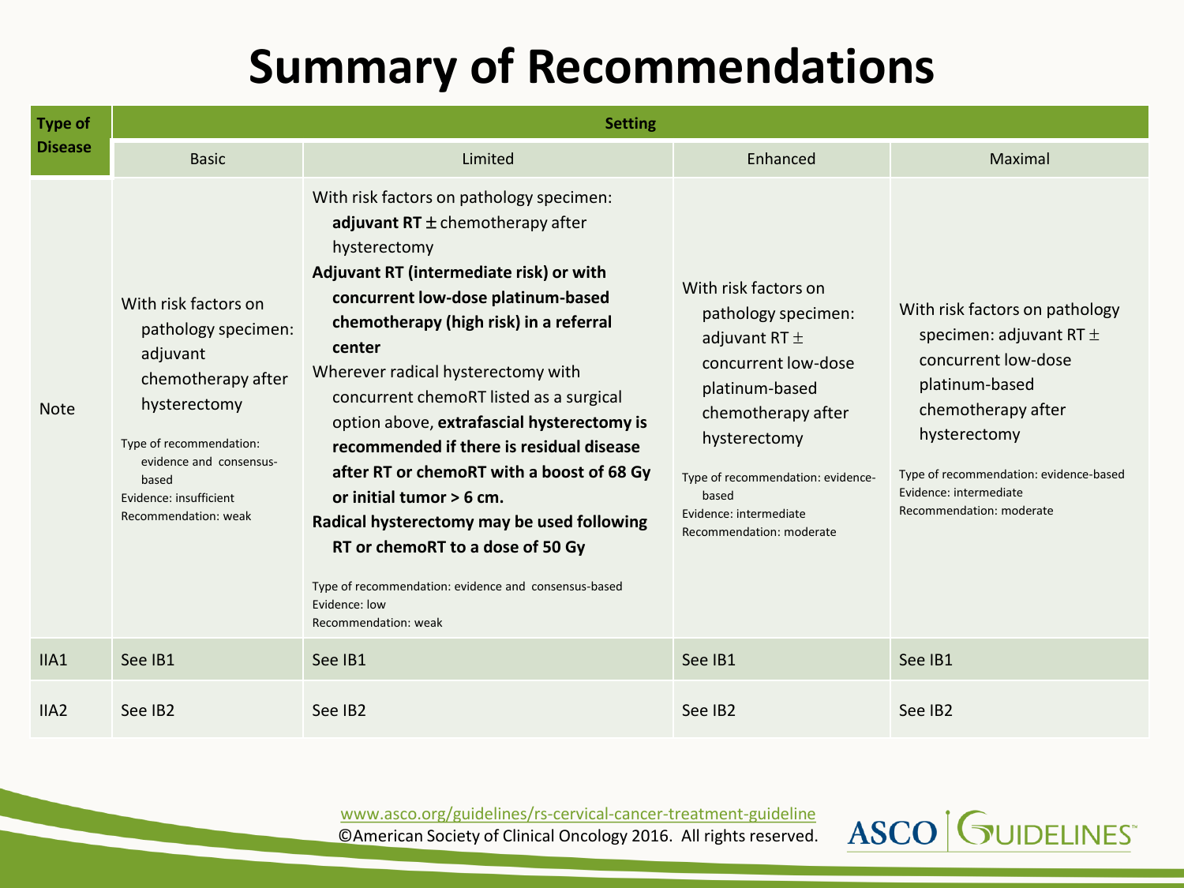# Summary of Recommendations

| Type of Disease | Setting | | | |
|---|---|---|---|---|
| | Basic | Limited | Enhanced | Maximal |
| Note | With risk factors on pathology specimen: adjuvant chemotherapy after hysterectomy<br><br>Type of recommendation: evidence and consensus-based<br>Evidence: insufficient<br>Recommendation: weak | With risk factors on pathology specimen: **adjuvant RT** ± chemotherapy after hysterectomy<br>**Adjuvant RT (intermediate risk) or with concurrent low-dose platinum-based chemotherapy (high risk) in a referral center**<br>Wherever radical hysterectomy with concurrent chemoRT listed as a surgical option above, **extrafascial hysterectomy is recommended if there is residual disease after RT or chemoRT with a boost of 68 Gy or initial tumor > 6 cm.**<br>**Radical hysterectomy may be used following RT or chemoRT to a dose of 50 Gy**<br><br>Type of recommendation: evidence and consensus-based<br>Evidence: low<br>Recommendation: weak | With risk factors on pathology specimen: adjuvant RT ± concurrent low-dose platinum-based chemotherapy after hysterectomy<br><br>Type of recommendation: evidence-based<br>Evidence: intermediate<br>Recommendation: moderate | With risk factors on pathology specimen: adjuvant RT ± concurrent low-dose platinum-based chemotherapy after hysterectomy<br><br>Type of recommendation: evidence-based<br>Evidence: intermediate<br>Recommendation: moderate |
| IIA1 | See IB1 | See IB1 | See IB1 | See IB1 |
| IIA2 | See IB2 | See IB2 | See IB2 | See IB2 |

www.asco.org/guidelines/rs-cervical-cancer-treatment-guideline
©American Society of Clinical Oncology 2016. All rights reserved.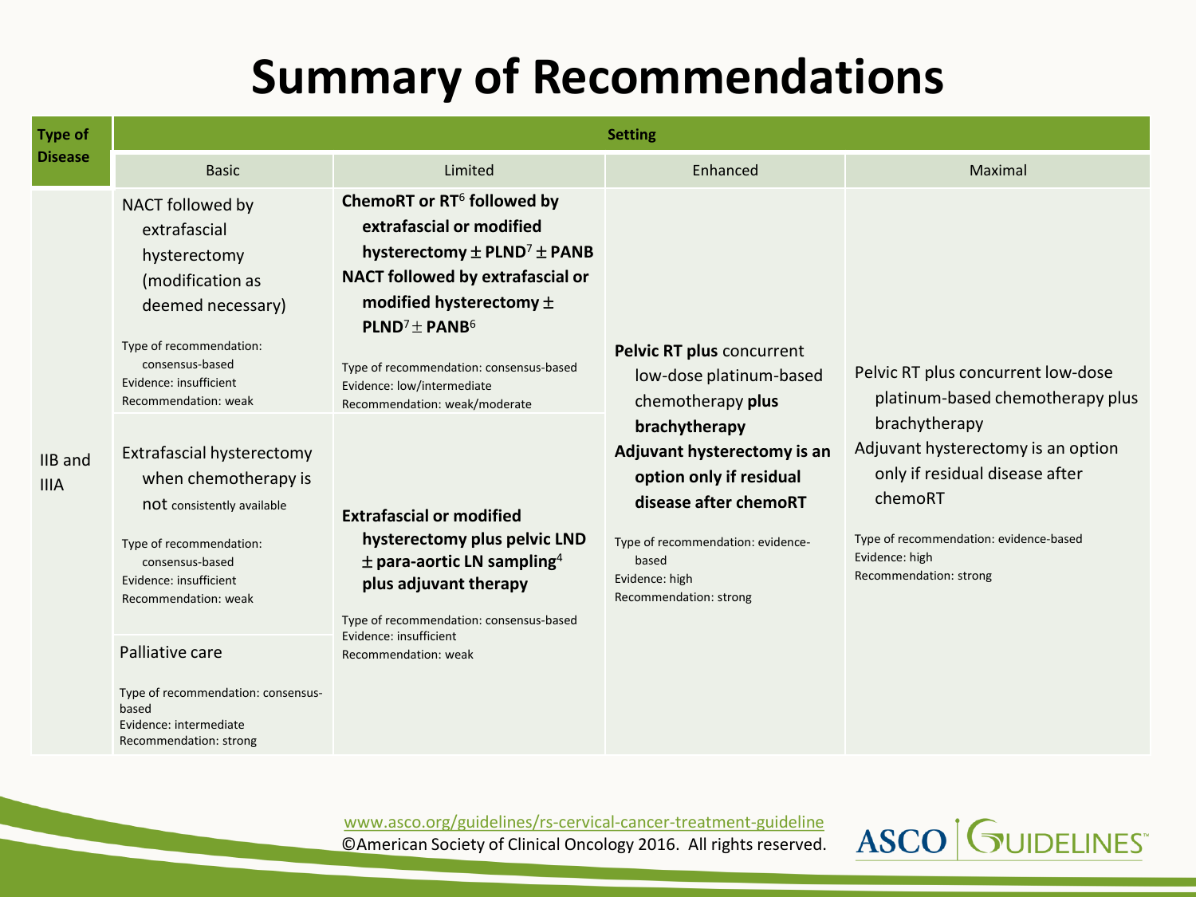# Summary of Recommendations

| Type of Disease | Setting | | | |
|---|---|---|---|---|
| | Basic | Limited | Enhanced | Maximal |
| IIB and IIIA | NACT followed by extrafascial hysterectomy (modification as deemed necessary)<br><br>Type of recommendation: consensus-based<br>Evidence: insufficient<br>Recommendation: weak | **ChemoRT or RT[6] followed by extrafascial or modified hysterectomy ± PLND[7] ± PANB**<br>**NACT followed by extrafascial or modified hysterectomy ± PLND[7] ± PANB[6]**<br><br>Type of recommendation: consensus-based<br>Evidence: low/intermediate<br>Recommendation: weak/moderate | **Pelvic RT plus** concurrent low-dose platinum-based chemotherapy **plus brachytherapy**<br>**Adjuvant hysterectomy is an option only if residual disease after chemoRT**<br><br>Type of recommendation: evidence-based<br>Evidence: high<br>Recommendation: strong | Pelvic RT plus concurrent low-dose platinum-based chemotherapy plus brachytherapy<br>Adjuvant hysterectomy is an option only if residual disease after chemoRT<br><br>Type of recommendation: evidence-based<br>Evidence: high<br>Recommendation: strong |
| | Extrafascial hysterectomy when chemotherapy is not consistently available<br><br>Type of recommendation: consensus-based<br>Evidence: insufficient<br>Recommendation: weak | **Extrafascial or modified hysterectomy plus pelvic LND ± para-aortic LN sampling[4] plus adjuvant therapy**<br><br>Type of recommendation: consensus-based<br>Evidence: insufficient<br>Recommendation: weak | | |
| | Palliative care<br><br>Type of recommendation: consensus-based<br>Evidence: intermediate<br>Recommendation: strong | | | |

www.asco.org/guidelines/rs-cervical-cancer-treatment-guideline
©American Society of Clinical Oncology 2016. All rights reserved.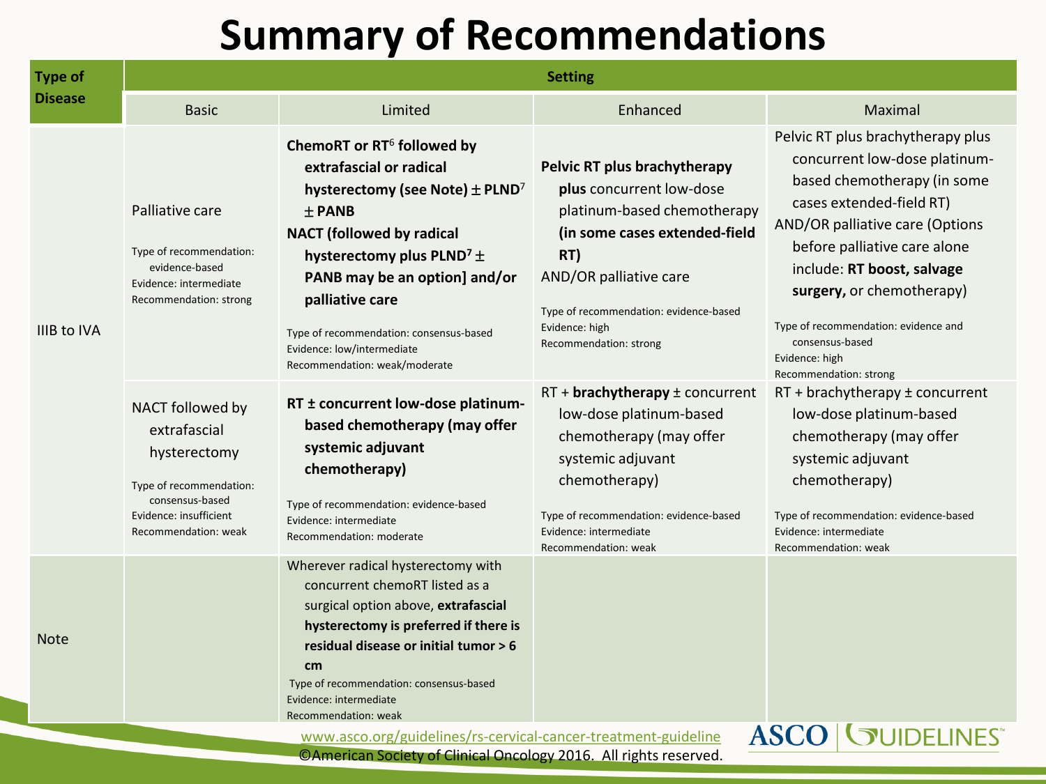# Summary of Recommendations

| Type of Disease | Setting | | | |
|---|---|---|---|---|
| | Basic | Limited | Enhanced | Maximal |
| IIIB to IVA | Palliative care<br><br>Type of recommendation: evidence-based<br>Evidence: intermediate<br>Recommendation: strong | **ChemoRT or RT[6] followed by extrafascial or radical hysterectomy (see Note) ± PLND[7] ± PANB**<br>**NACT (followed by radical hysterectomy plus PLND[7] ± PANB may be an option] and/or palliative care**<br><br>Type of recommendation: consensus-based<br>Evidence: low/intermediate<br>Recommendation: weak/moderate | **Pelvic RT plus brachytherapy plus** concurrent low-dose platinum-based chemotherapy **(in some cases extended-field RT)**<br>AND/OR palliative care<br><br>Type of recommendation: evidence-based<br>Evidence: high<br>Recommendation: strong | Pelvic RT plus brachytherapy plus concurrent low-dose platinum-based chemotherapy (in some cases extended-field RT)<br>AND/OR palliative care (Options before palliative care alone include: **RT boost, salvage surgery,** or chemotherapy)<br><br>Type of recommendation: evidence and consensus-based<br>Evidence: high<br>Recommendation: strong |
| | NACT followed by extrafascial hysterectomy<br><br>Type of recommendation: consensus-based<br>Evidence: insufficient<br>Recommendation: weak | **RT ± concurrent low-dose platinum-based chemotherapy (may offer systemic adjuvant chemotherapy)**<br><br>Type of recommendation: evidence-based<br>Evidence: intermediate<br>Recommendation: moderate | RT + **brachytherapy** ± concurrent low-dose platinum-based chemotherapy (may offer systemic adjuvant chemotherapy)<br><br>Type of recommendation: evidence-based<br>Evidence: intermediate<br>Recommendation: weak | RT + brachytherapy ± concurrent low-dose platinum-based chemotherapy (may offer systemic adjuvant chemotherapy)<br><br>Type of recommendation: evidence-based<br>Evidence: intermediate<br>Recommendation: weak |
| Note | | Wherever radical hysterectomy with concurrent chemoRT listed as a surgical option above, **extrafascial hysterectomy is preferred if there is residual disease or initial tumor > 6 cm**<br><br>Type of recommendation: consensus-based<br>Evidence: intermediate<br>Recommendation: weak | | |

www.asco.org/guidelines/rs-cervical-cancer-treatment-guideline

©American Society of Clinical Oncology 2016. All rights reserved.

ASCO GUIDELINES™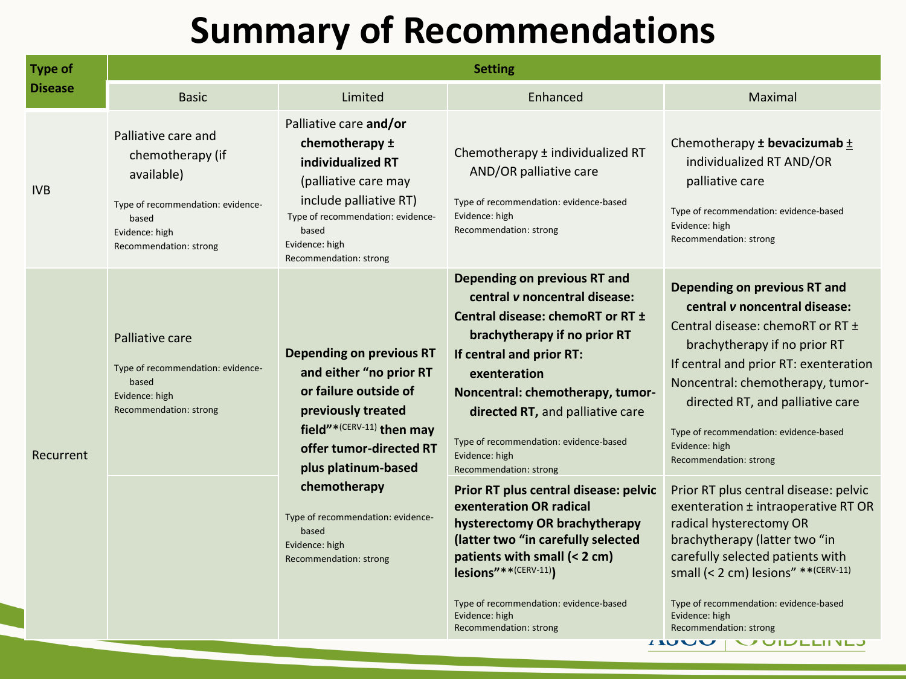# Summary of Recommendations

| Type of Disease | Setting | | | |
|---|---|---|---|---|
| | Basic | Limited | Enhanced | Maximal |
| IVB | Palliative care and chemotherapy (if available)<br><br>Type of recommendation: evidence-based<br>Evidence: high<br>Recommendation: strong | Palliative care **and/or chemotherapy ± individualized RT** (palliative care may include palliative RT)<br>Type of recommendation: evidence-based<br>Evidence: high<br>Recommendation: strong | Chemotherapy ± individualized RT AND/OR palliative care<br><br>Type of recommendation: evidence-based<br>Evidence: high<br>Recommendation: strong | Chemotherapy **± bevacizumab** ± individualized RT AND/OR palliative care<br><br>Type of recommendation: evidence-based<br>Evidence: high<br>Recommendation: strong |
| Recurrent | Palliative care<br><br>Type of recommendation: evidence-based<br>Evidence: high<br>Recommendation: strong | **Depending on previous RT and either "no prior RT or failure outside of previously treated field"*[(CERV-11)] then may offer tumor-directed RT plus platinum-based chemotherapy**<br><br>Type of recommendation: evidence-based<br>Evidence: high<br>Recommendation: strong | **Depending on previous RT and central *v* noncentral disease:**<br>**Central disease: chemoRT or RT ± brachytherapy if no prior RT**<br>**If central and prior RT: exenteration**<br>**Noncentral: chemotherapy, tumor-directed RT,** and palliative care<br><br>Type of recommendation: evidence-based<br>Evidence: high<br>Recommendation: strong | **Depending on previous RT and central *v* noncentral disease:**<br>Central disease: chemoRT or RT ± brachytherapy if no prior RT<br>If central and prior RT: exenteration<br>Noncentral: chemotherapy, tumor-directed RT, and palliative care<br><br>Type of recommendation: evidence-based<br>Evidence: high<br>Recommendation: strong |
| | | | **Prior RT plus central disease: pelvic exenteration OR radical hysterectomy OR brachytherapy (latter two "in carefully selected patients with small (< 2 cm) lesions"**[(CERV-11)])**<br><br>Type of recommendation: evidence-based<br>Evidence: high<br>Recommendation: strong | Prior RT plus central disease: pelvic exenteration ± intraoperative RT OR radical hysterectomy OR brachytherapy (latter two "in carefully selected patients with small (< 2 cm) lesions" **[(CERV-11)]<br><br>Type of recommendation: evidence-based<br>Evidence: high<br>Recommendation: strong |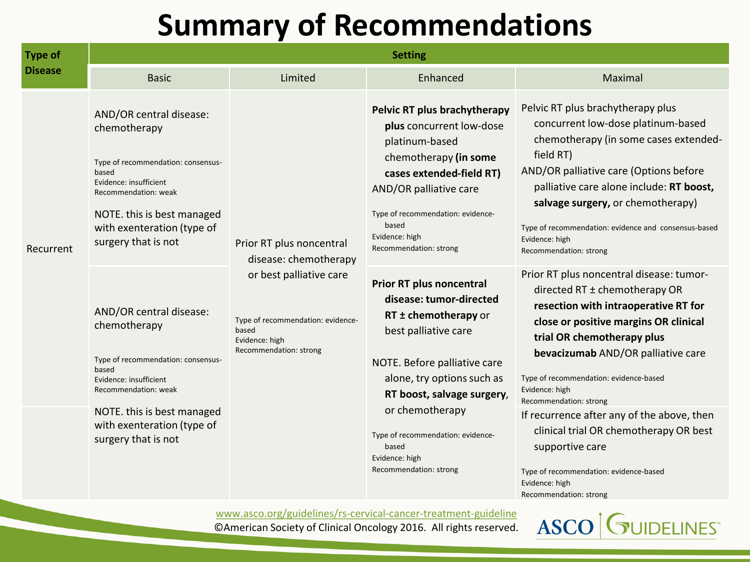# Summary of Recommendations

| Type of Disease | Setting | | | |
|---|---|---|---|---|
| | Basic | Limited | Enhanced | Maximal |
| Recurrent | AND/OR central disease: chemotherapy<br><br>Type of recommendation: consensus-based<br>Evidence: insufficient<br>Recommendation: weak<br><br>NOTE. this is best managed with exenteration (type of surgery that is not | Prior RT plus noncentral disease: chemotherapy or best palliative care<br><br>Type of recommendation: evidence-based<br>Evidence: high<br>Recommendation: strong | **Pelvic RT plus brachytherapy plus** concurrent low-dose platinum-based chemotherapy **(in some cases extended-field RT)**<br>AND/OR palliative care<br><br>Type of recommendation: evidence-based<br>Evidence: high<br>Recommendation: strong | Pelvic RT plus brachytherapy plus concurrent low-dose platinum-based chemotherapy (in some cases extended-field RT)<br>AND/OR palliative care (Options before palliative care alone include: **RT boost, salvage surgery,** or chemotherapy)<br><br>Type of recommendation: evidence and consensus-based<br>Evidence: high<br>Recommendation: strong |
| | AND/OR central disease: chemotherapy<br><br>Type of recommendation: consensus-based<br>Evidence: insufficient<br>Recommendation: weak<br><br>NOTE. this is best managed with exenteration (type of surgery that is not | | **Prior RT plus noncentral disease: tumor-directed RT ± chemotherapy** or best palliative care<br><br>NOTE. Before palliative care alone, try options such as **RT boost, salvage surgery**, or chemotherapy<br><br>Type of recommendation: evidence-based<br>Evidence: high<br>Recommendation: strong | Prior RT plus noncentral disease: tumor-directed RT ± chemotherapy OR **resection with intraoperative RT for close or positive margins OR clinical trial OR chemotherapy plus bevacizumab** AND/OR palliative care<br><br>Type of recommendation: evidence-based<br>Evidence: high<br>Recommendation: strong |
| | | | | If recurrence after any of the above, then clinical trial OR chemotherapy OR best supportive care<br><br>Type of recommendation: evidence-based<br>Evidence: high<br>Recommendation: strong |

www.asco.org/guidelines/rs-cervical-cancer-treatment-guideline
©American Society of Clinical Oncology 2016. All rights reserved.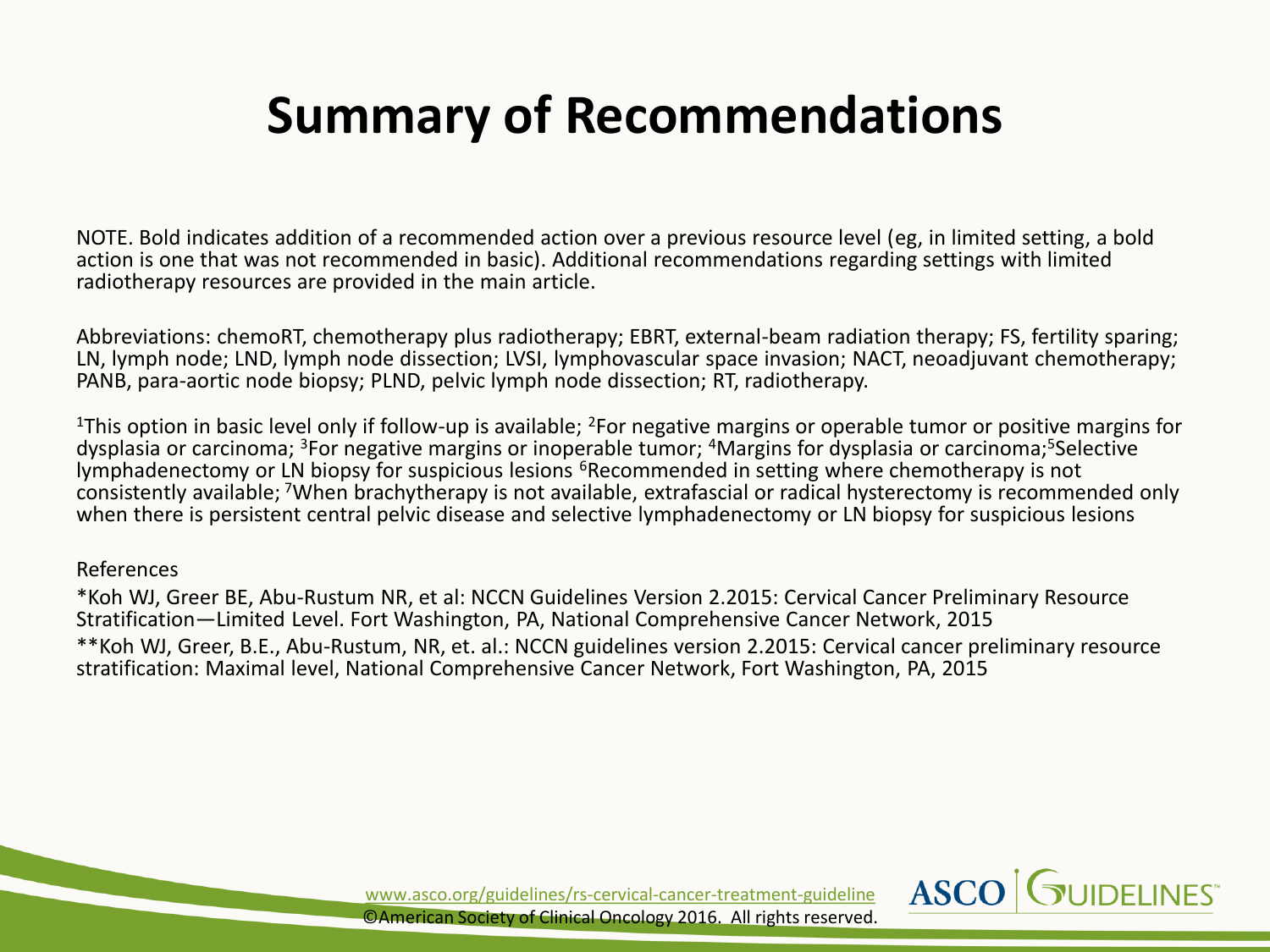# Summary of Recommendations

NOTE. Bold indicates addition of a recommended action over a previous resource level (eg, in limited setting, a bold action is one that was not recommended in basic). Additional recommendations regarding settings with limited radiotherapy resources are provided in the main article.

Abbreviations: chemoRT, chemotherapy plus radiotherapy; EBRT, external-beam radiation therapy; FS, fertility sparing; LN, lymph node; LND, lymph node dissection; LVSI, lymphovascular space invasion; NACT, neoadjuvant chemotherapy; PANB, para-aortic node biopsy; PLND, pelvic lymph node dissection; RT, radiotherapy.

[1]This option in basic level only if follow-up is available; [2]For negative margins or operable tumor or positive margins for dysplasia or carcinoma; [3]For negative margins or inoperable tumor; [4]Margins for dysplasia or carcinoma;[5]Selective lymphadenectomy or LN biopsy for suspicious lesions [6]Recommended in setting where chemotherapy is not consistently available; [7]When brachytherapy is not available, extrafascial or radical hysterectomy is recommended only when there is persistent central pelvic disease and selective lymphadenectomy or LN biopsy for suspicious lesions

References

*Koh WJ, Greer BE, Abu-Rustum NR, et al: NCCN Guidelines Version 2.2015: Cervical Cancer Preliminary Resource Stratification—Limited Level. Fort Washington, PA, National Comprehensive Cancer Network, 2015

**Koh WJ, Greer, B.E., Abu-Rustum, NR, et. al.: NCCN guidelines version 2.2015: Cervical cancer preliminary resource stratification: Maximal level, National Comprehensive Cancer Network, Fort Washington, PA, 2015

www.asco.org/guidelines/rs-cervical-cancer-treatment-guideline
©American Society of Clinical Oncology 2016. All rights reserved.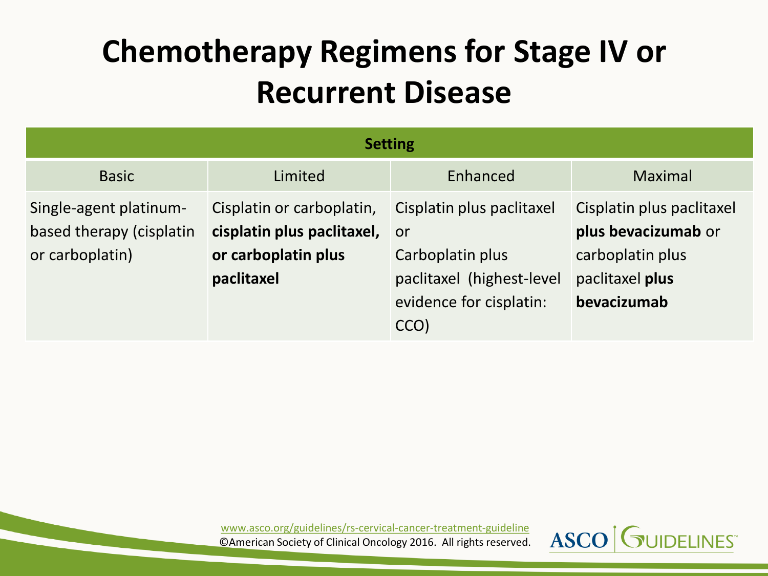# Chemotherapy Regimens for Stage IV or Recurrent Disease

| Setting | | | |
|---|---|---|---|
| Basic | Limited | Enhanced | Maximal |
| Single-agent platinum-based therapy (cisplatin or carboplatin) | Cisplatin or carboplatin, **cisplatin plus paclitaxel, or carboplatin plus paclitaxel** | Cisplatin plus paclitaxel or Carboplatin plus paclitaxel (highest-level evidence for cisplatin: CCO) | Cisplatin plus paclitaxel **plus bevacizumab** or carboplatin plus paclitaxel **plus bevacizumab** |

www.asco.org/guidelines/rs-cervical-cancer-treatment-guideline
©American Society of Clinical Oncology 2016. All rights reserved.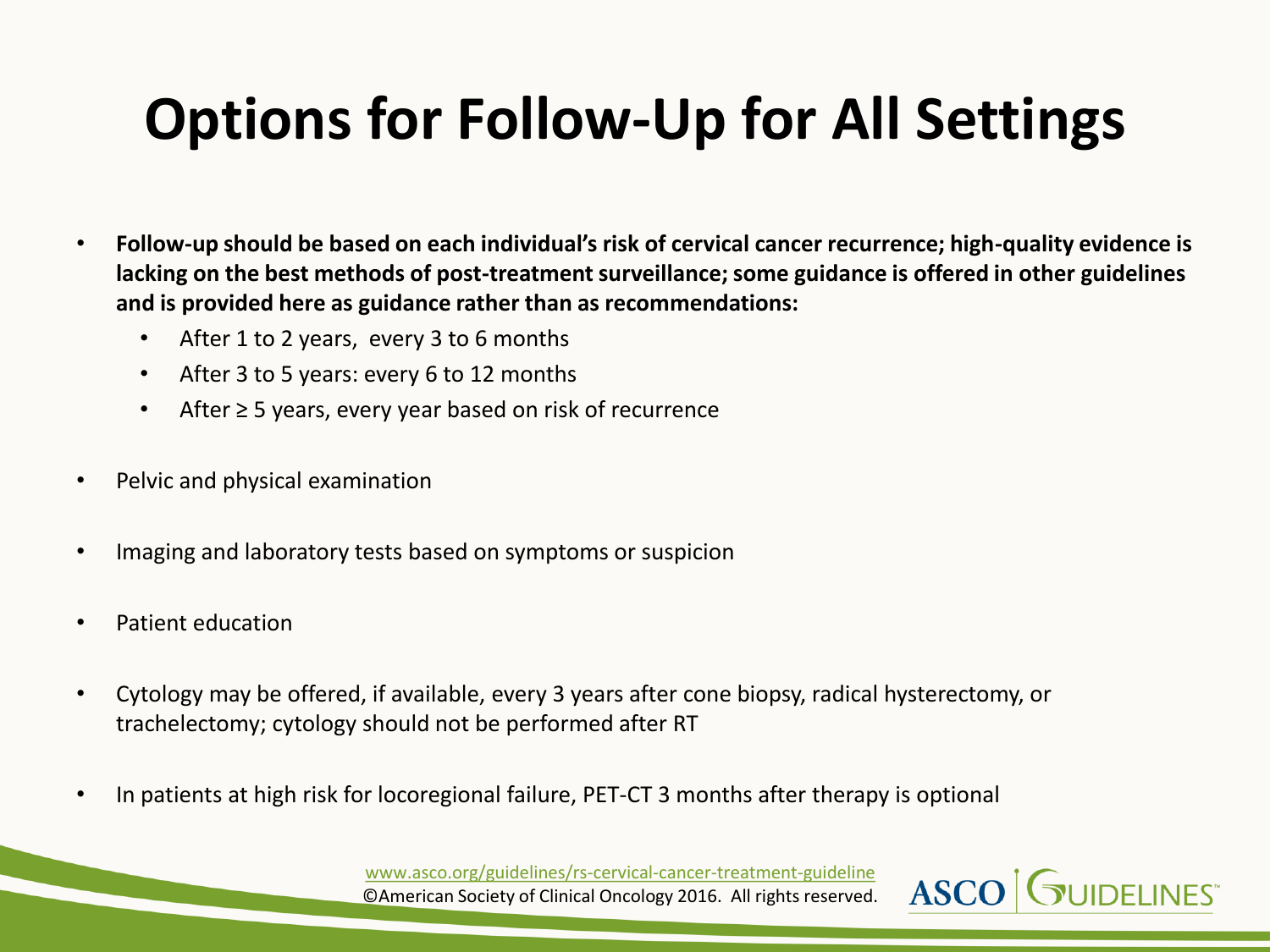# Options for Follow-Up for All Settings

- **Follow-up should be based on each individual's risk of cervical cancer recurrence; high-quality evidence is lacking on the best methods of post-treatment surveillance; some guidance is offered in other guidelines and is provided here as guidance rather than as recommendations:**
  - After 1 to 2 years, every 3 to 6 months
  - After 3 to 5 years: every 6 to 12 months
  - After ≥ 5 years, every year based on risk of recurrence
- Pelvic and physical examination
- Imaging and laboratory tests based on symptoms or suspicion
- Patient education
- Cytology may be offered, if available, every 3 years after cone biopsy, radical hysterectomy, or trachelectomy; cytology should not be performed after RT
- In patients at high risk for locoregional failure, PET-CT 3 months after therapy is optional

www.asco.org/guidelines/rs-cervical-cancer-treatment-guideline
©American Society of Clinical Oncology 2016. All rights reserved.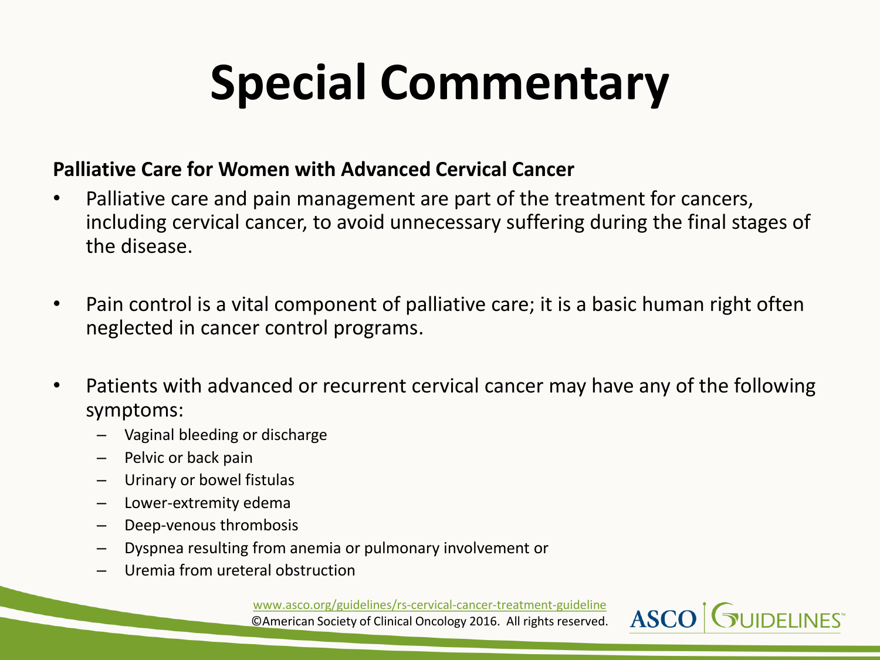# Special Commentary

**Palliative Care for Women with Advanced Cervical Cancer**

- Palliative care and pain management are part of the treatment for cancers, including cervical cancer, to avoid unnecessary suffering during the final stages of the disease.
- Pain control is a vital component of palliative care; it is a basic human right often neglected in cancer control programs.
- Patients with advanced or recurrent cervical cancer may have any of the following symptoms:
  - Vaginal bleeding or discharge
  - Pelvic or back pain
  - Urinary or bowel fistulas
  - Lower-extremity edema
  - Deep-venous thrombosis
  - Dyspnea resulting from anemia or pulmonary involvement or
  - Uremia from ureteral obstruction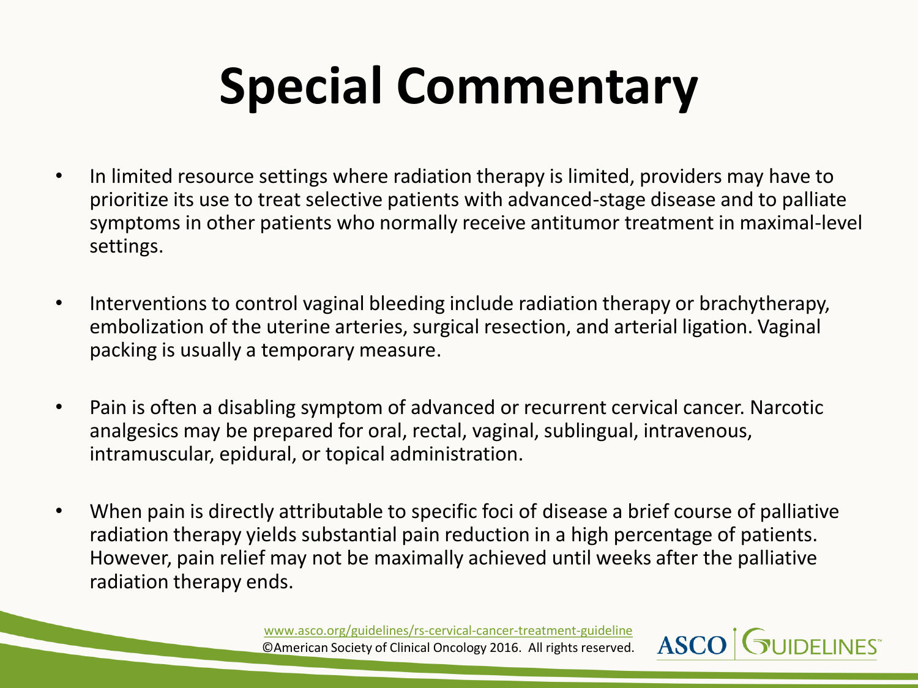# Special Commentary

- In limited resource settings where radiation therapy is limited, providers may have to prioritize its use to treat selective patients with advanced-stage disease and to palliate symptoms in other patients who normally receive antitumor treatment in maximal-level settings.

- Interventions to control vaginal bleeding include radiation therapy or brachytherapy, embolization of the uterine arteries, surgical resection, and arterial ligation. Vaginal packing is usually a temporary measure.

- Pain is often a disabling symptom of advanced or recurrent cervical cancer. Narcotic analgesics may be prepared for oral, rectal, vaginal, sublingual, intravenous, intramuscular, epidural, or topical administration.

- When pain is directly attributable to specific foci of disease a brief course of palliative radiation therapy yields substantial pain reduction in a high percentage of patients. However, pain relief may not be maximally achieved until weeks after the palliative radiation therapy ends.

www.asco.org/guidelines/rs-cervical-cancer-treatment-guideline
©American Society of Clinical Oncology 2016. All rights reserved.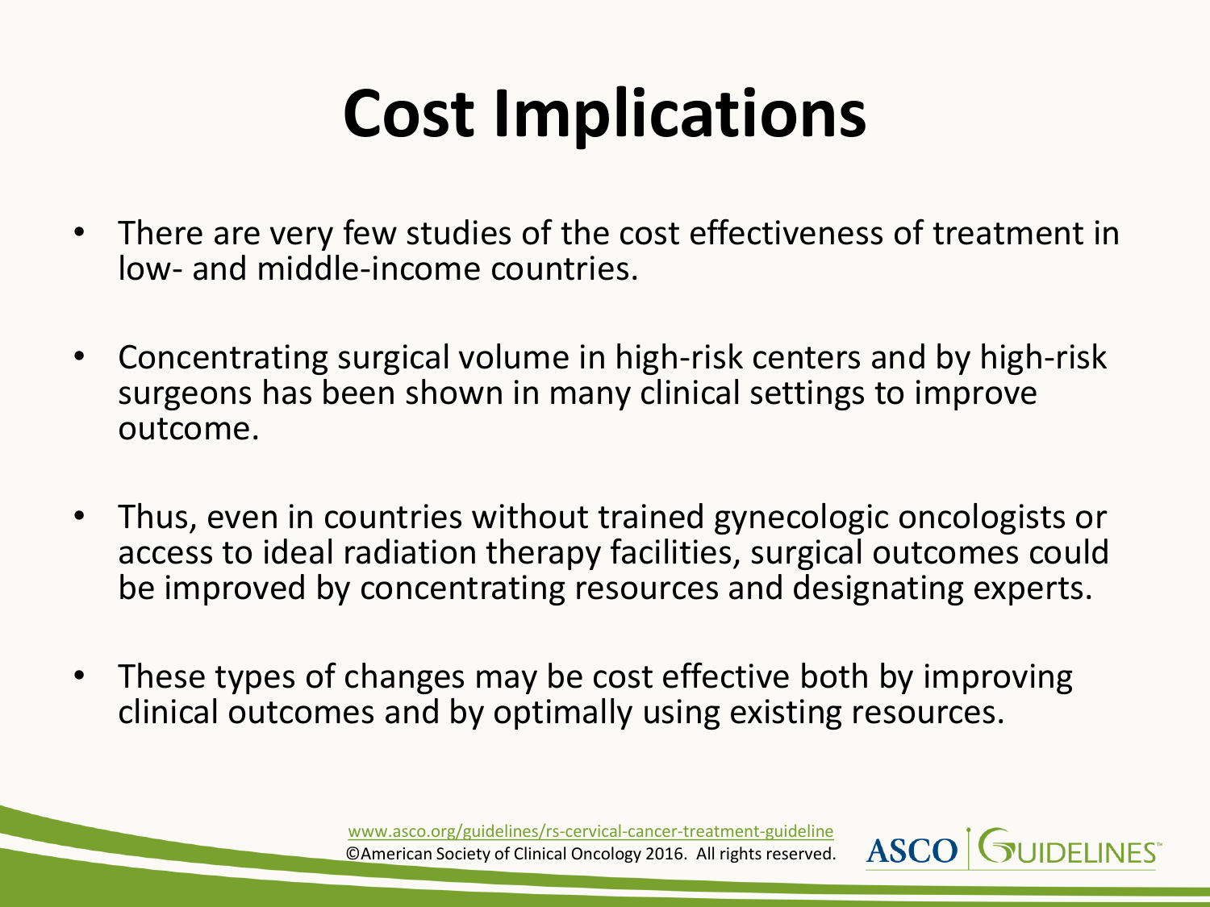# Cost Implications

- There are very few studies of the cost effectiveness of treatment in low- and middle-income countries.
- Concentrating surgical volume in high-risk centers and by high-risk surgeons has been shown in many clinical settings to improve outcome.
- Thus, even in countries without trained gynecologic oncologists or access to ideal radiation therapy facilities, surgical outcomes could be improved by concentrating resources and designating experts.
- These types of changes may be cost effective both by improving clinical outcomes and by optimally using existing resources.

www.asco.org/guidelines/rs-cervical-cancer-treatment-guideline
©American Society of Clinical Oncology 2016. All rights reserved.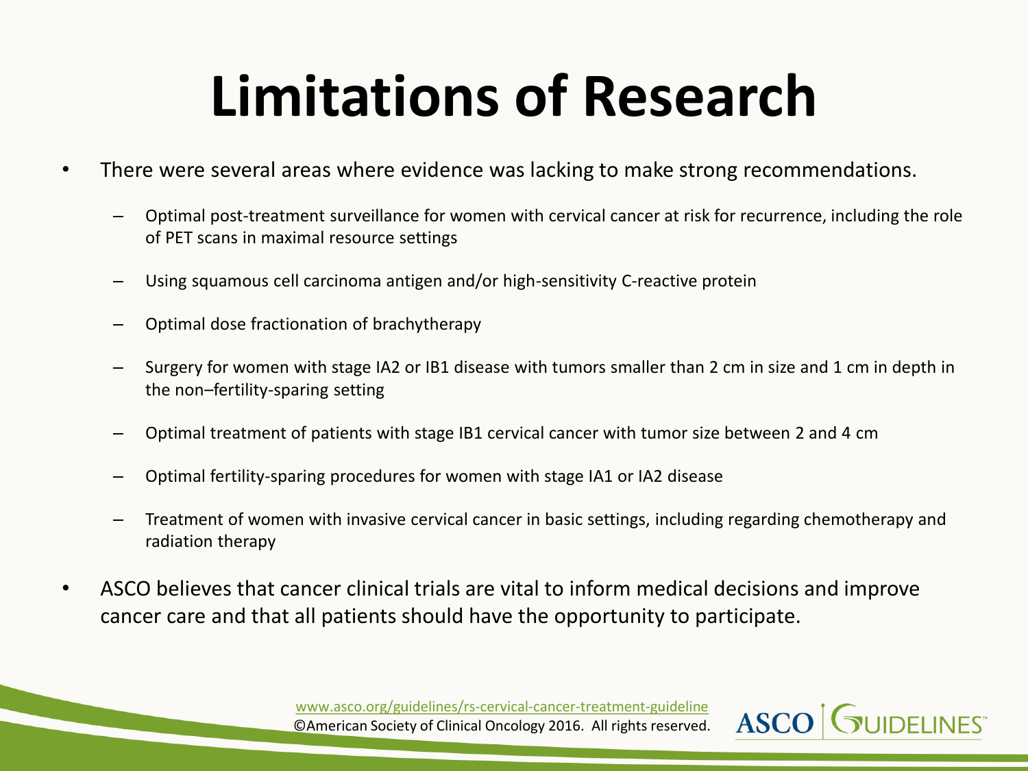# Limitations of Research

- There were several areas where evidence was lacking to make strong recommendations.
  - Optimal post-treatment surveillance for women with cervical cancer at risk for recurrence, including the role of PET scans in maximal resource settings
  - Using squamous cell carcinoma antigen and/or high-sensitivity C-reactive protein
  - Optimal dose fractionation of brachytherapy
  - Surgery for women with stage IA2 or IB1 disease with tumors smaller than 2 cm in size and 1 cm in depth in the non–fertility-sparing setting
  - Optimal treatment of patients with stage IB1 cervical cancer with tumor size between 2 and 4 cm
  - Optimal fertility-sparing procedures for women with stage IA1 or IA2 disease
  - Treatment of women with invasive cervical cancer in basic settings, including regarding chemotherapy and radiation therapy
- ASCO believes that cancer clinical trials are vital to inform medical decisions and improve cancer care and that all patients should have the opportunity to participate.

www.asco.org/guidelines/rs-cervical-cancer-treatment-guideline
©American Society of Clinical Oncology 2016. All rights reserved.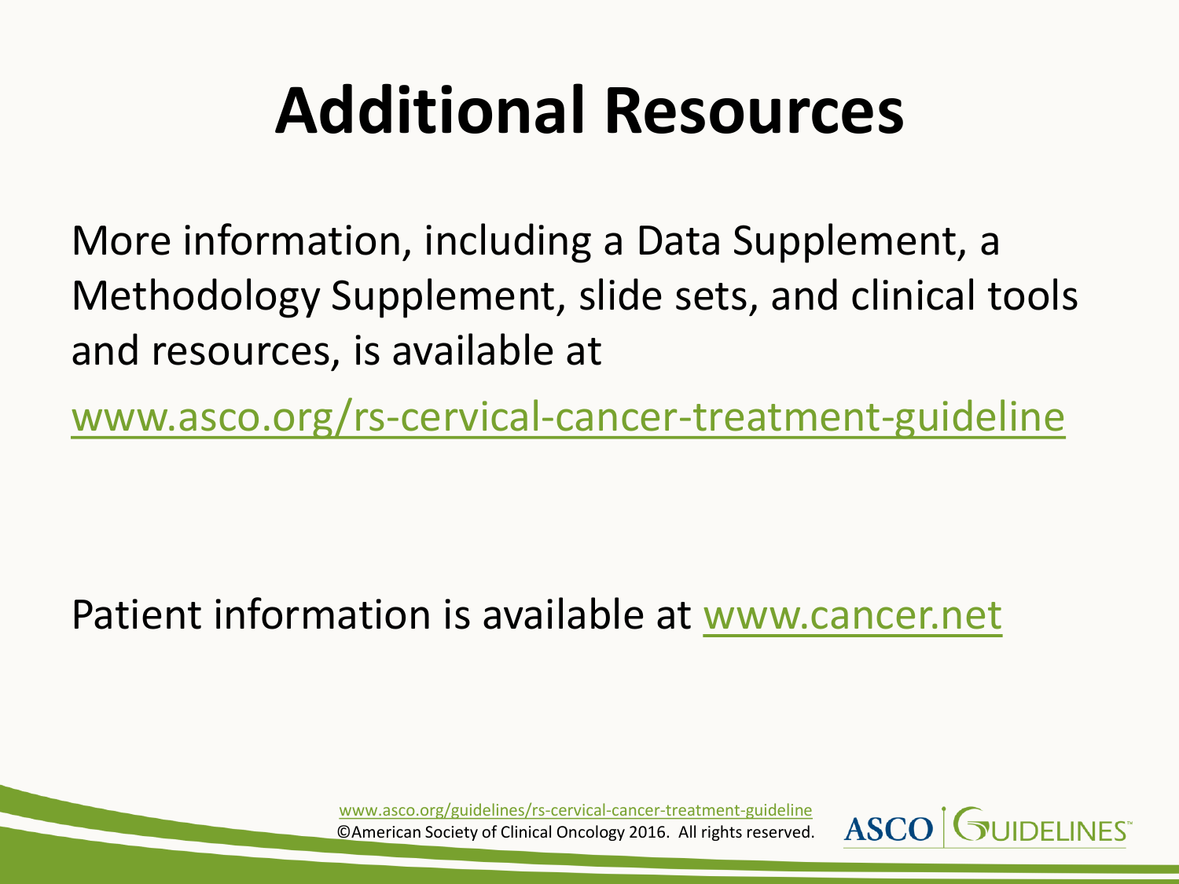# Additional Resources

More information, including a Data Supplement, a Methodology Supplement, slide sets, and clinical tools and resources, is available at

www.asco.org/rs-cervical-cancer-treatment-guideline

Patient information is available at www.cancer.net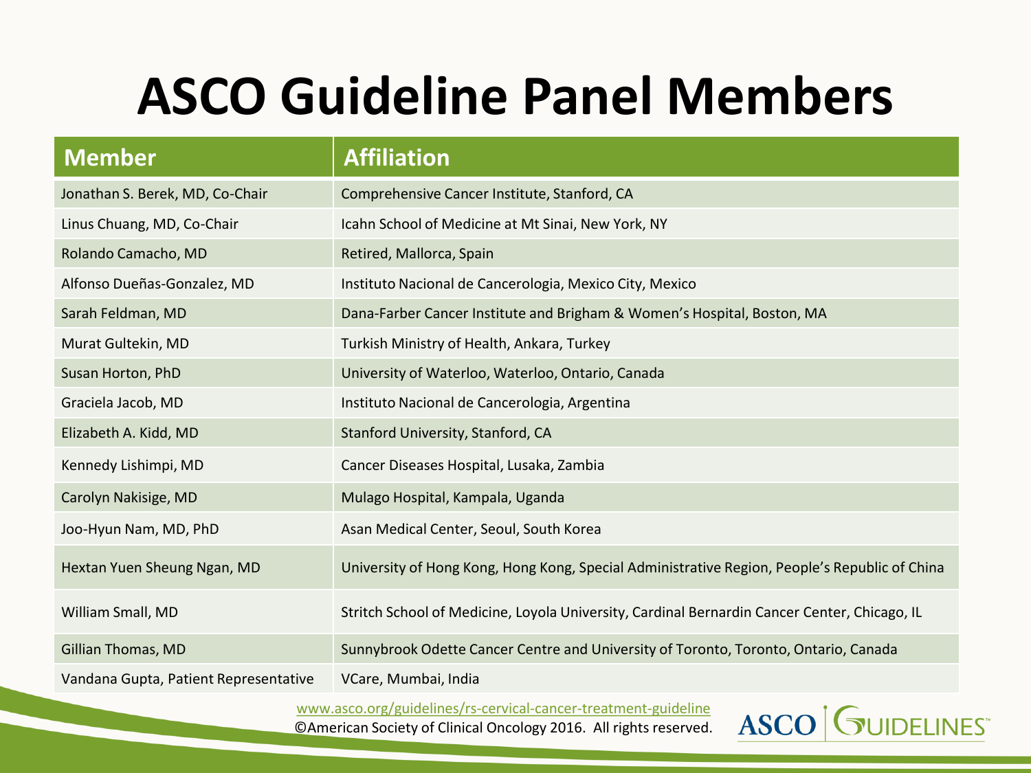# ASCO Guideline Panel Members

| Member | Affiliation |
| --- | --- |
| Jonathan S. Berek, MD, Co-Chair | Comprehensive Cancer Institute, Stanford, CA |
| Linus Chuang, MD, Co-Chair | Icahn School of Medicine at Mt Sinai, New York, NY |
| Rolando Camacho, MD | Retired, Mallorca, Spain |
| Alfonso Dueñas-Gonzalez, MD | Instituto Nacional de Cancerologia, Mexico City, Mexico |
| Sarah Feldman, MD | Dana-Farber Cancer Institute and Brigham & Women's Hospital, Boston, MA |
| Murat Gultekin, MD | Turkish Ministry of Health, Ankara, Turkey |
| Susan Horton, PhD | University of Waterloo, Waterloo, Ontario, Canada |
| Graciela Jacob, MD | Instituto Nacional de Cancerologia, Argentina |
| Elizabeth A. Kidd, MD | Stanford University, Stanford, CA |
| Kennedy Lishimpi, MD | Cancer Diseases Hospital, Lusaka, Zambia |
| Carolyn Nakisige, MD | Mulago Hospital, Kampala, Uganda |
| Joo-Hyun Nam, MD, PhD | Asan Medical Center, Seoul, South Korea |
| Hextan Yuen Sheung Ngan, MD | University of Hong Kong, Hong Kong, Special Administrative Region, People's Republic of China |
| William Small, MD | Stritch School of Medicine, Loyola University, Cardinal Bernardin Cancer Center, Chicago, IL |
| Gillian Thomas, MD | Sunnybrook Odette Cancer Centre and University of Toronto, Toronto, Ontario, Canada |
| Vandana Gupta, Patient Representative | VCare, Mumbai, India |

www.asco.org/guidelines/rs-cervical-cancer-treatment-guideline
©American Society of Clinical Oncology 2016. All rights reserved.

ASCO GUIDELINES™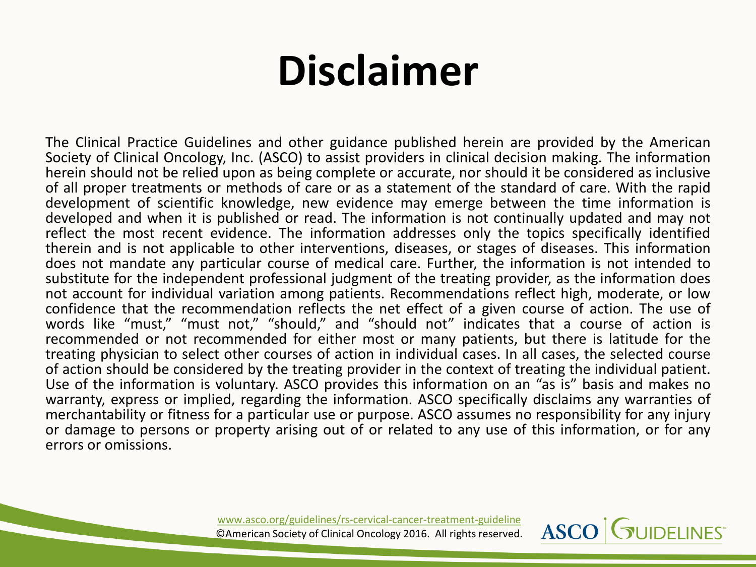# Disclaimer

The Clinical Practice Guidelines and other guidance published herein are provided by the American Society of Clinical Oncology, Inc. (ASCO) to assist providers in clinical decision making. The information herein should not be relied upon as being complete or accurate, nor should it be considered as inclusive of all proper treatments or methods of care or as a statement of the standard of care. With the rapid development of scientific knowledge, new evidence may emerge between the time information is developed and when it is published or read. The information is not continually updated and may not reflect the most recent evidence. The information addresses only the topics specifically identified therein and is not applicable to other interventions, diseases, or stages of diseases. This information does not mandate any particular course of medical care. Further, the information is not intended to substitute for the independent professional judgment of the treating provider, as the information does not account for individual variation among patients. Recommendations reflect high, moderate, or low confidence that the recommendation reflects the net effect of a given course of action. The use of words like "must," "must not," "should," and "should not" indicates that a course of action is recommended or not recommended for either most or many patients, but there is latitude for the treating physician to select other courses of action in individual cases. In all cases, the selected course of action should be considered by the treating provider in the context of treating the individual patient. Use of the information is voluntary. ASCO provides this information on an "as is" basis and makes no warranty, express or implied, regarding the information. ASCO specifically disclaims any warranties of merchantability or fitness for a particular use or purpose. ASCO assumes no responsibility for any injury or damage to persons or property arising out of or related to any use of this information, or for any errors or omissions.

www.asco.org/guidelines/rs-cervical-cancer-treatment-guideline

©American Society of Clinical Oncology 2016. All rights reserved.

ASCO | GUIDELINES™